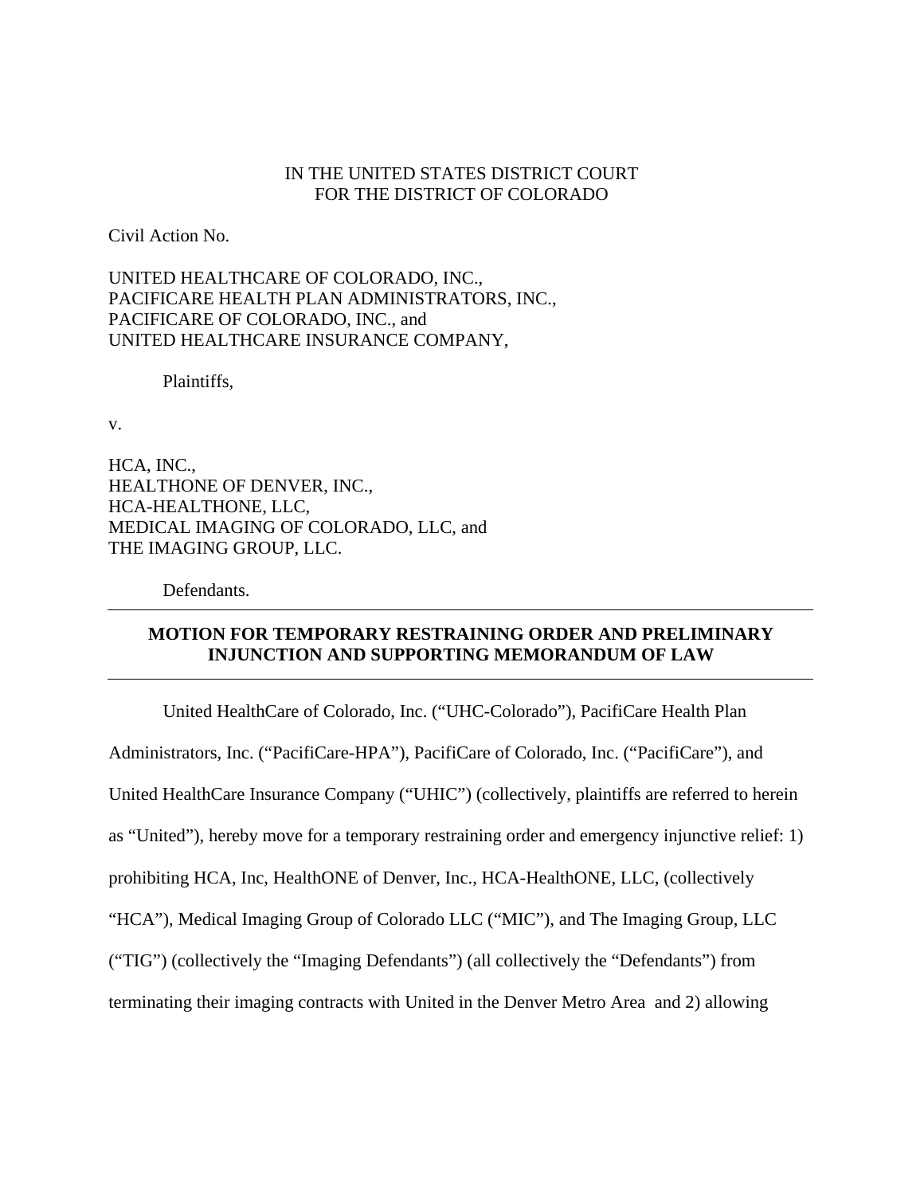IN THE UNITED STATES DISTRICT COURT
FOR THE DISTRICT OF COLORADO

Civil Action No.

UNITED HEALTHCARE OF COLORADO, INC.,
PACIFICARE HEALTH PLAN ADMINISTRATORS, INC.,
PACIFICARE OF COLORADO, INC., and
UNITED HEALTHCARE INSURANCE COMPANY,

Plaintiffs,

v.

HCA, INC.,
HEALTHONE OF DENVER, INC.,
HCA-HEALTHONE, LLC,
MEDICAL IMAGING OF COLORADO, LLC, and
THE IMAGING GROUP, LLC.

Defendants.

---

**MOTION FOR TEMPORARY RESTRAINING ORDER AND PRELIMINARY INJUNCTION AND SUPPORTING MEMORANDUM OF LAW**

---

United HealthCare of Colorado, Inc. ("UHC-Colorado"), PacifiCare Health Plan Administrators, Inc. ("PacifiCare-HPA"), PacifiCare of Colorado, Inc. ("PacifiCare"), and United HealthCare Insurance Company ("UHIC") (collectively, plaintiffs are referred to herein as "United"), hereby move for a temporary restraining order and emergency injunctive relief: 1) prohibiting HCA, Inc, HealthONE of Denver, Inc., HCA-HealthONE, LLC, (collectively "HCA"), Medical Imaging Group of Colorado LLC ("MIC"), and The Imaging Group, LLC ("TIG") (collectively the "Imaging Defendants") (all collectively the "Defendants") from terminating their imaging contracts with United in the Denver Metro Area and 2) allowing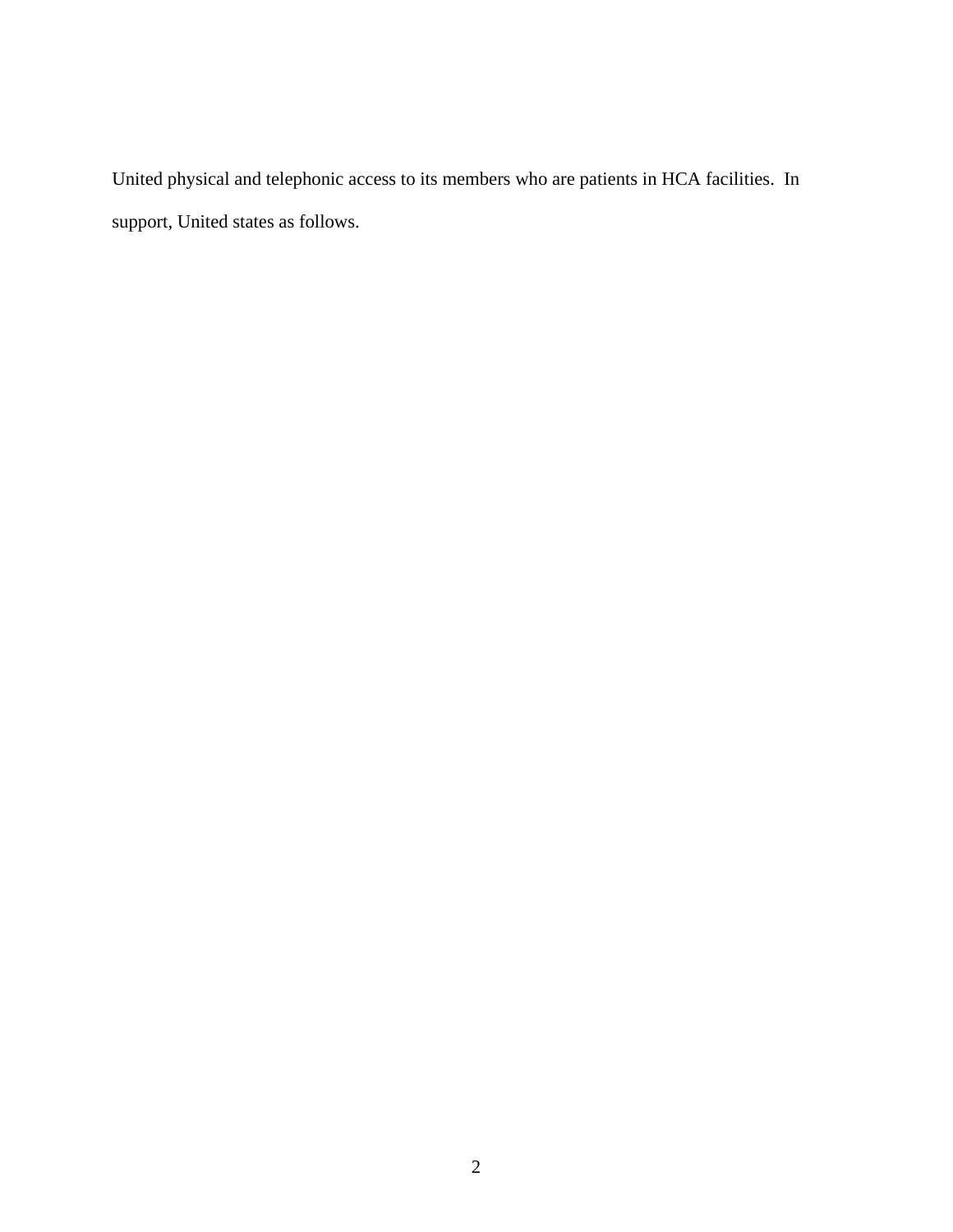United physical and telephonic access to its members who are patients in HCA facilities. In support, United states as follows.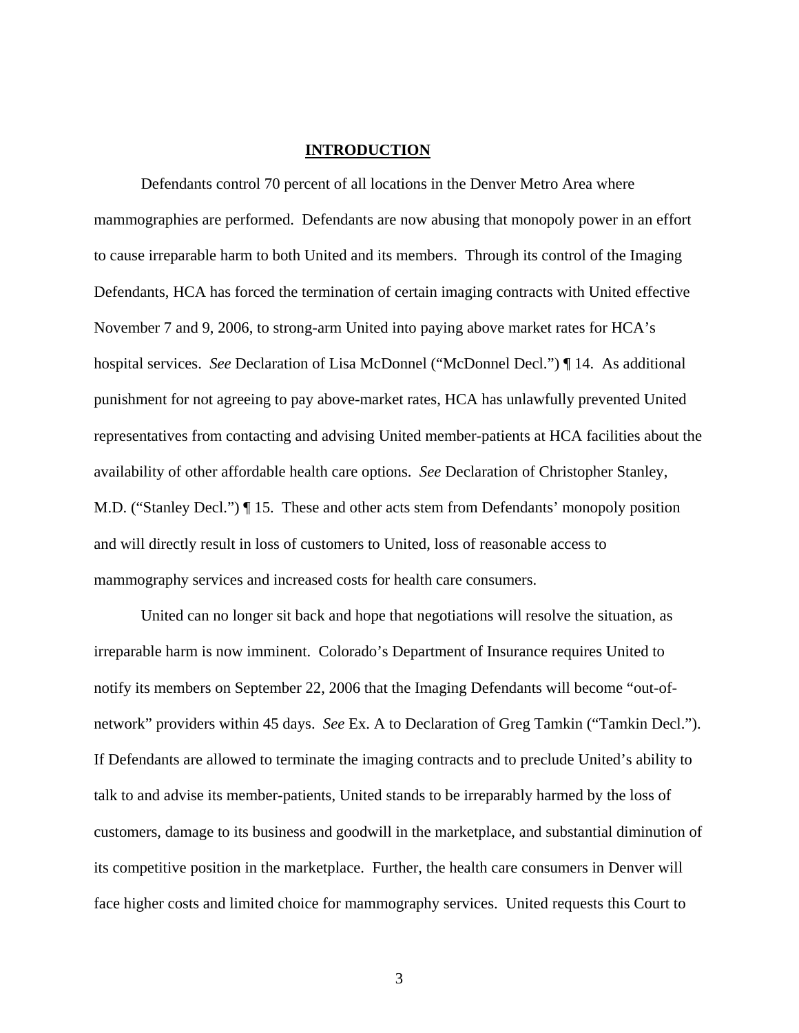# INTRODUCTION

Defendants control 70 percent of all locations in the Denver Metro Area where mammographies are performed. Defendants are now abusing that monopoly power in an effort to cause irreparable harm to both United and its members. Through its control of the Imaging Defendants, HCA has forced the termination of certain imaging contracts with United effective November 7 and 9, 2006, to strong-arm United into paying above market rates for HCA's hospital services. *See* Declaration of Lisa McDonnel ("McDonnel Decl.") ¶ 14. As additional punishment for not agreeing to pay above-market rates, HCA has unlawfully prevented United representatives from contacting and advising United member-patients at HCA facilities about the availability of other affordable health care options. *See* Declaration of Christopher Stanley, M.D. ("Stanley Decl.") ¶ 15. These and other acts stem from Defendants' monopoly position and will directly result in loss of customers to United, loss of reasonable access to mammography services and increased costs for health care consumers.

United can no longer sit back and hope that negotiations will resolve the situation, as irreparable harm is now imminent. Colorado's Department of Insurance requires United to notify its members on September 22, 2006 that the Imaging Defendants will become "out-of-network" providers within 45 days. *See* Ex. A to Declaration of Greg Tamkin ("Tamkin Decl."). If Defendants are allowed to terminate the imaging contracts and to preclude United's ability to talk to and advise its member-patients, United stands to be irreparably harmed by the loss of customers, damage to its business and goodwill in the marketplace, and substantial diminution of its competitive position in the marketplace. Further, the health care consumers in Denver will face higher costs and limited choice for mammography services. United requests this Court to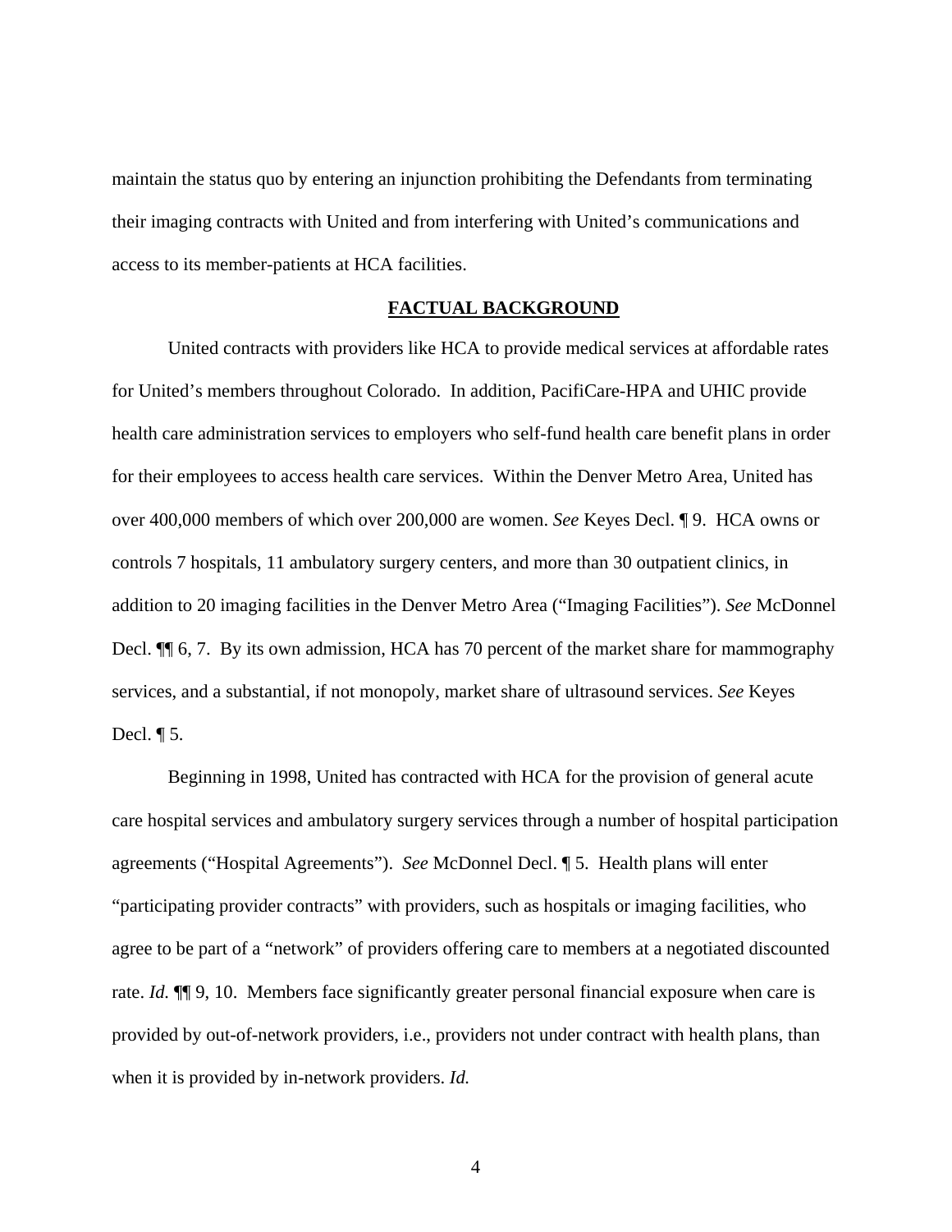maintain the status quo by entering an injunction prohibiting the Defendants from terminating their imaging contracts with United and from interfering with United's communications and access to its member-patients at HCA facilities.

## FACTUAL BACKGROUND

United contracts with providers like HCA to provide medical services at affordable rates for United's members throughout Colorado. In addition, PacifiCare-HPA and UHIC provide health care administration services to employers who self-fund health care benefit plans in order for their employees to access health care services. Within the Denver Metro Area, United has over 400,000 members of which over 200,000 are women. *See* Keyes Decl. ¶ 9. HCA owns or controls 7 hospitals, 11 ambulatory surgery centers, and more than 30 outpatient clinics, in addition to 20 imaging facilities in the Denver Metro Area ("Imaging Facilities"). *See* McDonnel Decl. ¶¶ 6, 7. By its own admission, HCA has 70 percent of the market share for mammography services, and a substantial, if not monopoly, market share of ultrasound services. *See* Keyes Decl. ¶ 5.

Beginning in 1998, United has contracted with HCA for the provision of general acute care hospital services and ambulatory surgery services through a number of hospital participation agreements ("Hospital Agreements"). *See* McDonnel Decl. ¶ 5. Health plans will enter "participating provider contracts" with providers, such as hospitals or imaging facilities, who agree to be part of a "network" of providers offering care to members at a negotiated discounted rate. *Id.* ¶¶ 9, 10. Members face significantly greater personal financial exposure when care is provided by out-of-network providers, i.e., providers not under contract with health plans, than when it is provided by in-network providers. *Id.*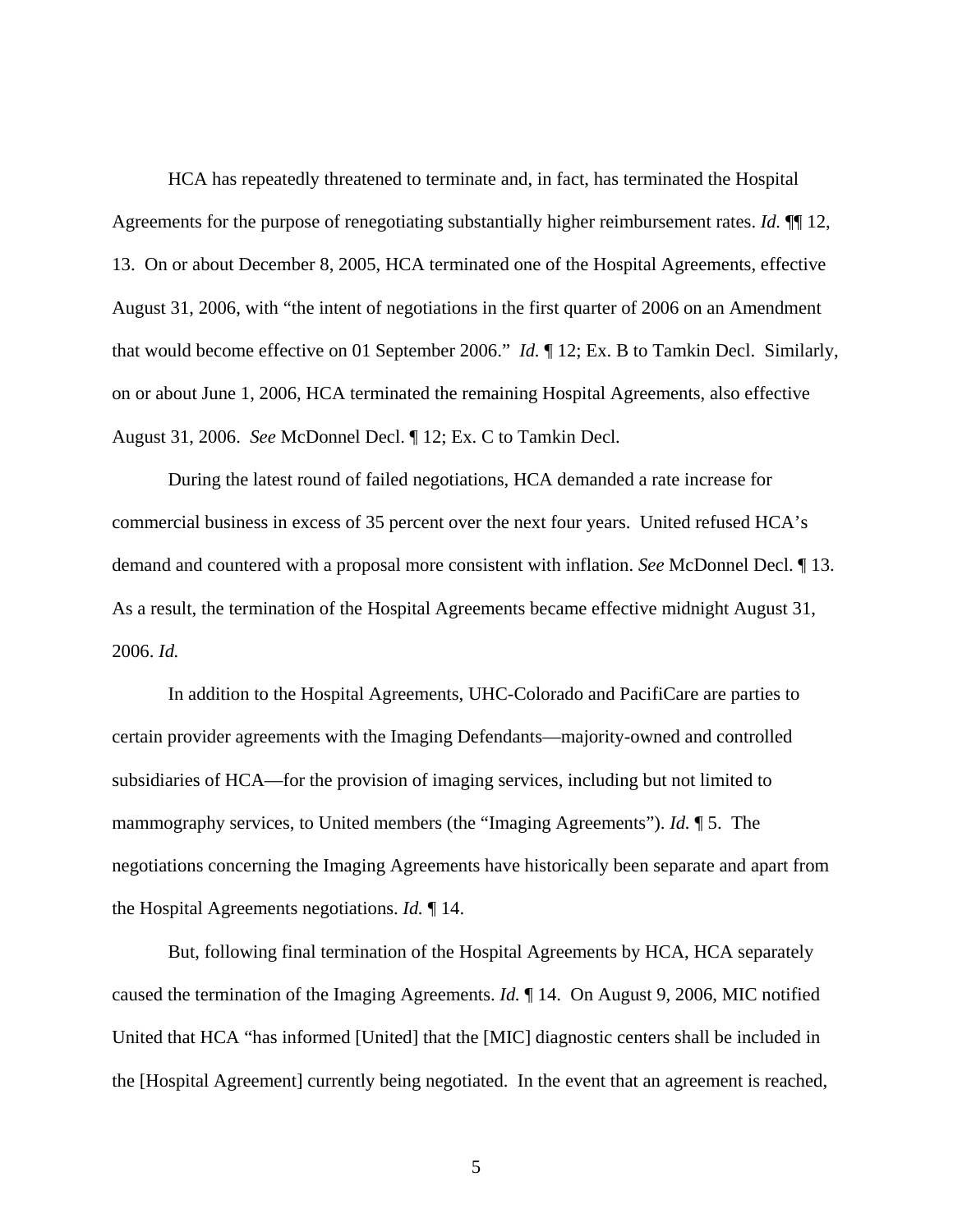HCA has repeatedly threatened to terminate and, in fact, has terminated the Hospital Agreements for the purpose of renegotiating substantially higher reimbursement rates. *Id.* ¶¶ 12, 13. On or about December 8, 2005, HCA terminated one of the Hospital Agreements, effective August 31, 2006, with "the intent of negotiations in the first quarter of 2006 on an Amendment that would become effective on 01 September 2006." *Id.* ¶ 12; Ex. B to Tamkin Decl. Similarly, on or about June 1, 2006, HCA terminated the remaining Hospital Agreements, also effective August 31, 2006. *See* McDonnel Decl. ¶ 12; Ex. C to Tamkin Decl.

During the latest round of failed negotiations, HCA demanded a rate increase for commercial business in excess of 35 percent over the next four years. United refused HCA's demand and countered with a proposal more consistent with inflation. *See* McDonnel Decl. ¶ 13. As a result, the termination of the Hospital Agreements became effective midnight August 31, 2006. *Id.*

In addition to the Hospital Agreements, UHC-Colorado and PacifiCare are parties to certain provider agreements with the Imaging Defendants—majority-owned and controlled subsidiaries of HCA—for the provision of imaging services, including but not limited to mammography services, to United members (the "Imaging Agreements"). *Id.* ¶ 5. The negotiations concerning the Imaging Agreements have historically been separate and apart from the Hospital Agreements negotiations. *Id.* ¶ 14.

But, following final termination of the Hospital Agreements by HCA, HCA separately caused the termination of the Imaging Agreements. *Id.* ¶ 14. On August 9, 2006, MIC notified United that HCA "has informed [United] that the [MIC] diagnostic centers shall be included in the [Hospital Agreement] currently being negotiated. In the event that an agreement is reached,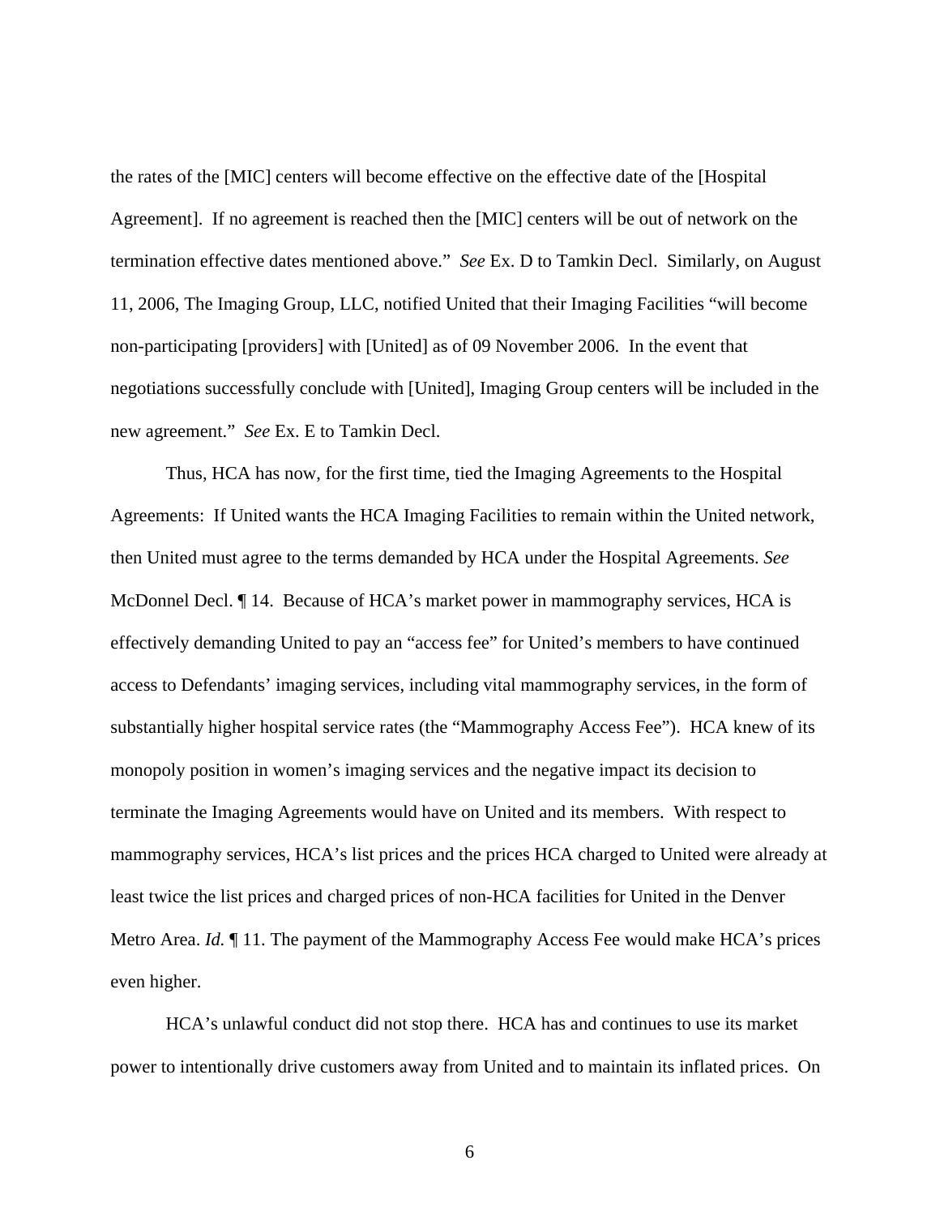the rates of the [MIC] centers will become effective on the effective date of the [Hospital Agreement]. If no agreement is reached then the [MIC] centers will be out of network on the termination effective dates mentioned above." *See* Ex. D to Tamkin Decl. Similarly, on August 11, 2006, The Imaging Group, LLC, notified United that their Imaging Facilities "will become non-participating [providers] with [United] as of 09 November 2006. In the event that negotiations successfully conclude with [United], Imaging Group centers will be included in the new agreement." *See* Ex. E to Tamkin Decl.

Thus, HCA has now, for the first time, tied the Imaging Agreements to the Hospital Agreements: If United wants the HCA Imaging Facilities to remain within the United network, then United must agree to the terms demanded by HCA under the Hospital Agreements. *See* McDonnel Decl. ¶ 14. Because of HCA's market power in mammography services, HCA is effectively demanding United to pay an "access fee" for United's members to have continued access to Defendants' imaging services, including vital mammography services, in the form of substantially higher hospital service rates (the "Mammography Access Fee"). HCA knew of its monopoly position in women's imaging services and the negative impact its decision to terminate the Imaging Agreements would have on United and its members. With respect to mammography services, HCA's list prices and the prices HCA charged to United were already at least twice the list prices and charged prices of non-HCA facilities for United in the Denver Metro Area. *Id.* ¶ 11. The payment of the Mammography Access Fee would make HCA's prices even higher.

HCA's unlawful conduct did not stop there. HCA has and continues to use its market power to intentionally drive customers away from United and to maintain its inflated prices. On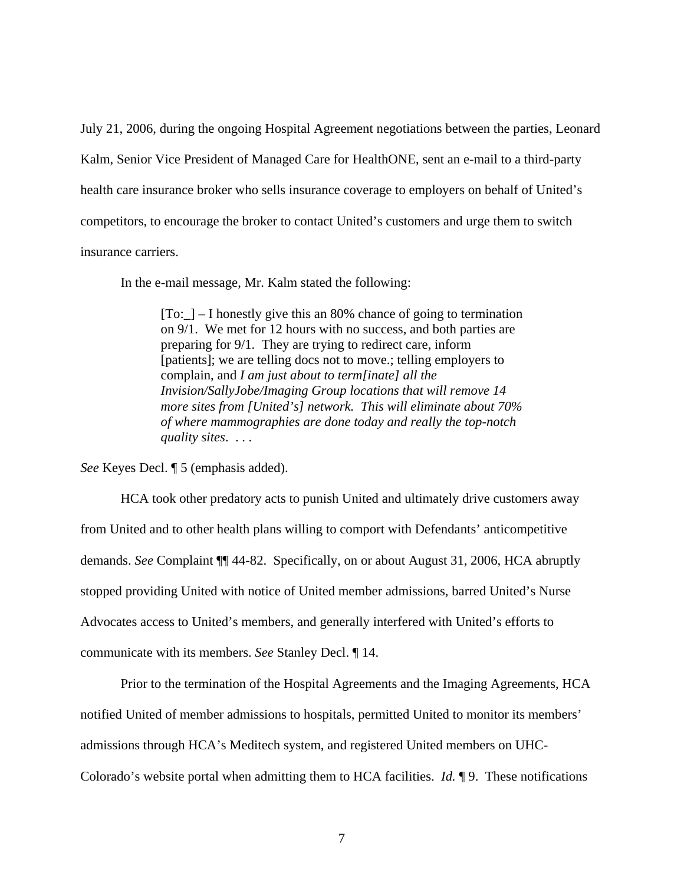July 21, 2006, during the ongoing Hospital Agreement negotiations between the parties, Leonard Kalm, Senior Vice President of Managed Care for HealthONE, sent an e-mail to a third-party health care insurance broker who sells insurance coverage to employers on behalf of United's competitors, to encourage the broker to contact United's customers and urge them to switch insurance carriers.

In the e-mail message, Mr. Kalm stated the following:

> [To:_] – I honestly give this an 80% chance of going to termination on 9/1. We met for 12 hours with no success, and both parties are preparing for 9/1. They are trying to redirect care, inform [patients]; we are telling docs not to move.; telling employers to complain, and *I am just about to term[inate] all the Invision/SallyJobe/Imaging Group locations that will remove 14 more sites from [United's] network. This will eliminate about 70% of where mammographies are done today and really the top-notch quality sites*. . . .

*See* Keyes Decl. ¶ 5 (emphasis added).

HCA took other predatory acts to punish United and ultimately drive customers away from United and to other health plans willing to comport with Defendants' anticompetitive demands. *See* Complaint ¶¶ 44-82. Specifically, on or about August 31, 2006, HCA abruptly stopped providing United with notice of United member admissions, barred United's Nurse Advocates access to United's members, and generally interfered with United's efforts to communicate with its members. *See* Stanley Decl. ¶ 14.

Prior to the termination of the Hospital Agreements and the Imaging Agreements, HCA notified United of member admissions to hospitals, permitted United to monitor its members' admissions through HCA's Meditech system, and registered United members on UHC-Colorado's website portal when admitting them to HCA facilities. *Id.* ¶ 9. These notifications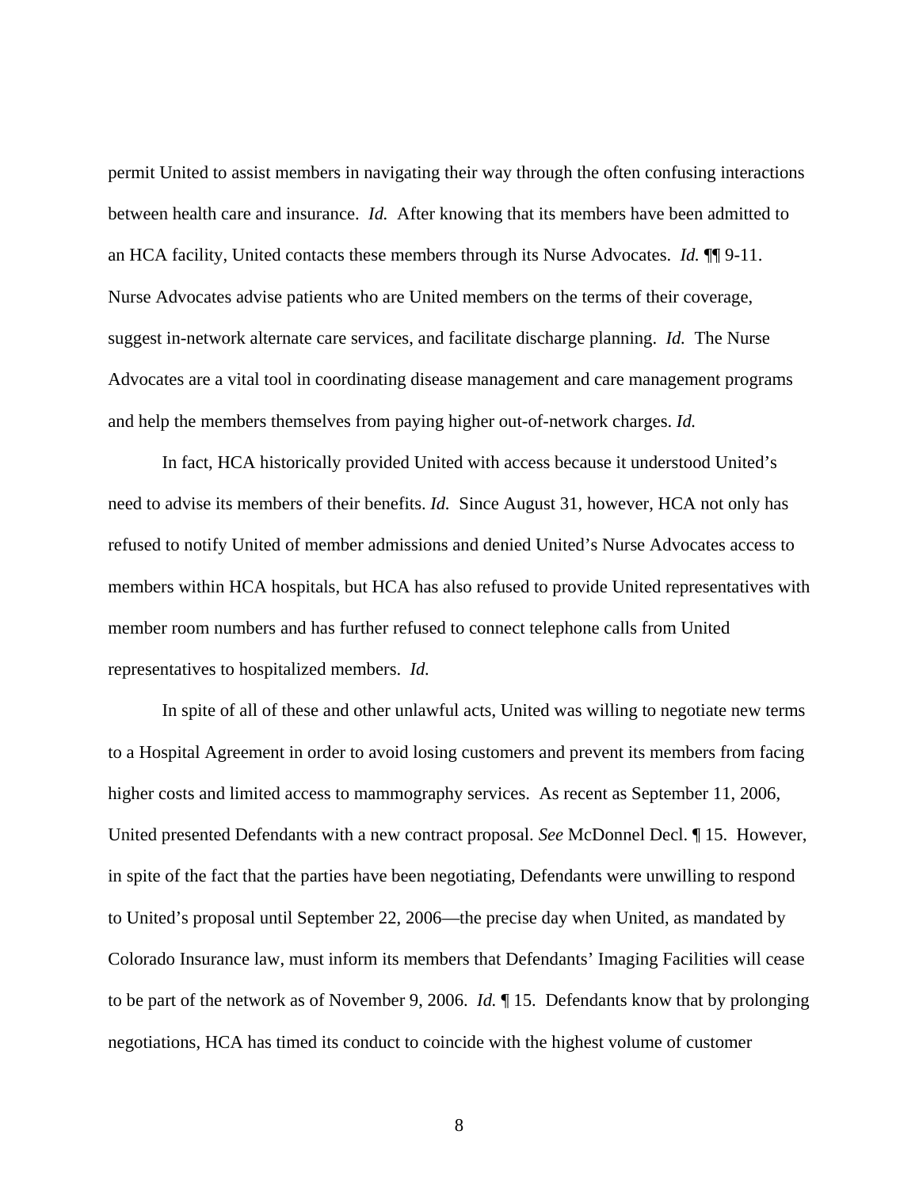permit United to assist members in navigating their way through the often confusing interactions between health care and insurance. *Id.* After knowing that its members have been admitted to an HCA facility, United contacts these members through its Nurse Advocates. *Id.* ¶¶ 9-11. Nurse Advocates advise patients who are United members on the terms of their coverage, suggest in-network alternate care services, and facilitate discharge planning. *Id.* The Nurse Advocates are a vital tool in coordinating disease management and care management programs and help the members themselves from paying higher out-of-network charges. *Id.*

In fact, HCA historically provided United with access because it understood United's need to advise its members of their benefits. *Id.* Since August 31, however, HCA not only has refused to notify United of member admissions and denied United's Nurse Advocates access to members within HCA hospitals, but HCA has also refused to provide United representatives with member room numbers and has further refused to connect telephone calls from United representatives to hospitalized members. *Id.*

In spite of all of these and other unlawful acts, United was willing to negotiate new terms to a Hospital Agreement in order to avoid losing customers and prevent its members from facing higher costs and limited access to mammography services. As recent as September 11, 2006, United presented Defendants with a new contract proposal. *See* McDonnel Decl. ¶ 15. However, in spite of the fact that the parties have been negotiating, Defendants were unwilling to respond to United's proposal until September 22, 2006—the precise day when United, as mandated by Colorado Insurance law, must inform its members that Defendants' Imaging Facilities will cease to be part of the network as of November 9, 2006. *Id.* ¶ 15. Defendants know that by prolonging negotiations, HCA has timed its conduct to coincide with the highest volume of customer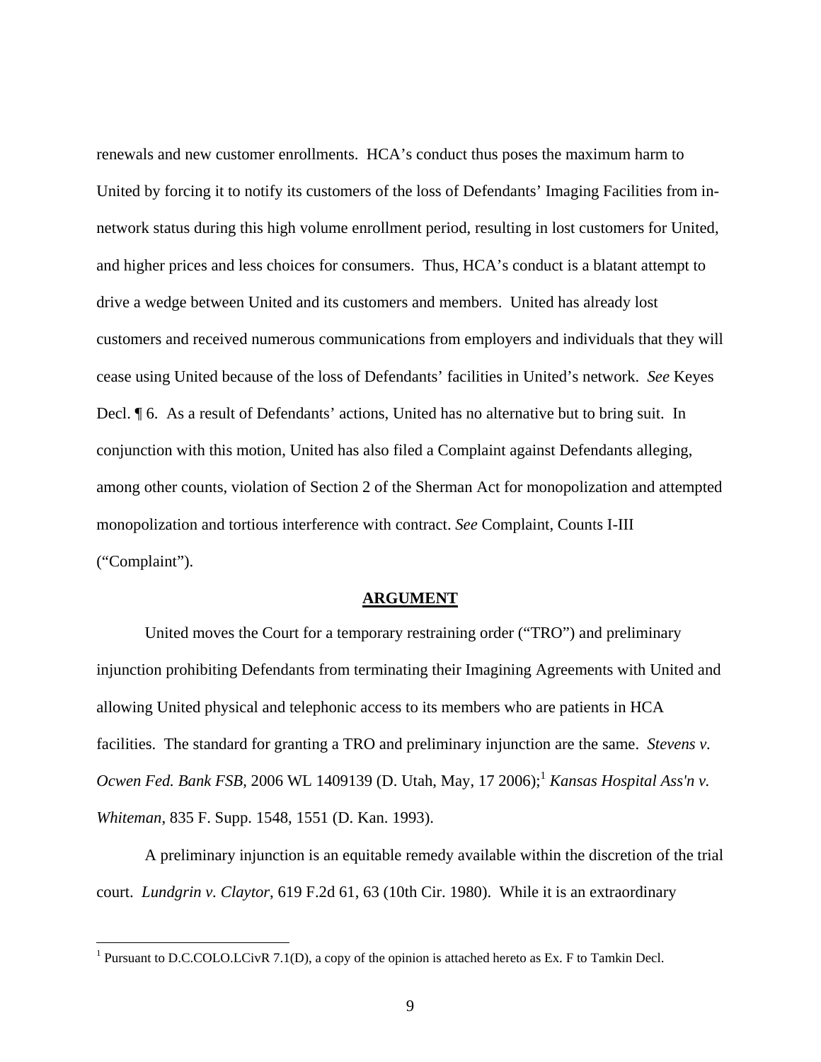renewals and new customer enrollments. HCA's conduct thus poses the maximum harm to United by forcing it to notify its customers of the loss of Defendants' Imaging Facilities from in-network status during this high volume enrollment period, resulting in lost customers for United, and higher prices and less choices for consumers. Thus, HCA's conduct is a blatant attempt to drive a wedge between United and its customers and members. United has already lost customers and received numerous communications from employers and individuals that they will cease using United because of the loss of Defendants' facilities in United's network. *See* Keyes Decl. ¶ 6. As a result of Defendants' actions, United has no alternative but to bring suit. In conjunction with this motion, United has also filed a Complaint against Defendants alleging, among other counts, violation of Section 2 of the Sherman Act for monopolization and attempted monopolization and tortious interference with contract. *See* Complaint, Counts I-III ("Complaint").

## ARGUMENT

United moves the Court for a temporary restraining order ("TRO") and preliminary injunction prohibiting Defendants from terminating their Imagining Agreements with United and allowing United physical and telephonic access to its members who are patients in HCA facilities. The standard for granting a TRO and preliminary injunction are the same. *Stevens v. Ocwen Fed. Bank FSB*, 2006 WL 1409139 (D. Utah, May, 17 2006);[1] *Kansas Hospital Ass'n v. Whiteman*, 835 F. Supp. 1548, 1551 (D. Kan. 1993).

A preliminary injunction is an equitable remedy available within the discretion of the trial court. *Lundgrin v. Claytor*, 619 F.2d 61, 63 (10th Cir. 1980). While it is an extraordinary

---

[1] Pursuant to D.C.COLO.LCivR 7.1(D), a copy of the opinion is attached hereto as Ex. F to Tamkin Decl.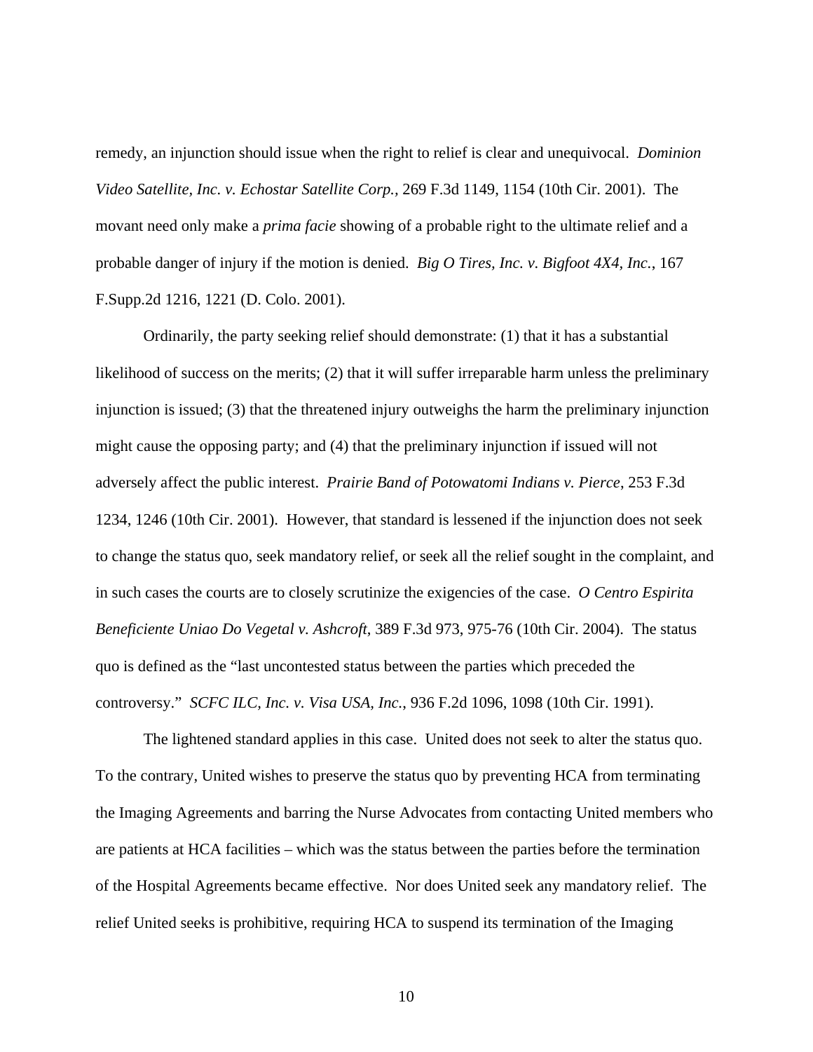remedy, an injunction should issue when the right to relief is clear and unequivocal. *Dominion Video Satellite, Inc. v. Echostar Satellite Corp.,* 269 F.3d 1149, 1154 (10th Cir. 2001). The movant need only make a *prima facie* showing of a probable right to the ultimate relief and a probable danger of injury if the motion is denied. *Big O Tires, Inc. v. Bigfoot 4X4, Inc.*, 167 F.Supp.2d 1216, 1221 (D. Colo. 2001).

Ordinarily, the party seeking relief should demonstrate: (1) that it has a substantial likelihood of success on the merits; (2) that it will suffer irreparable harm unless the preliminary injunction is issued; (3) that the threatened injury outweighs the harm the preliminary injunction might cause the opposing party; and (4) that the preliminary injunction if issued will not adversely affect the public interest. *Prairie Band of Potowatomi Indians v. Pierce*, 253 F.3d 1234, 1246 (10th Cir. 2001). However, that standard is lessened if the injunction does not seek to change the status quo, seek mandatory relief, or seek all the relief sought in the complaint, and in such cases the courts are to closely scrutinize the exigencies of the case. *O Centro Espirita Beneficiente Uniao Do Vegetal v. Ashcroft*, 389 F.3d 973, 975-76 (10th Cir. 2004). The status quo is defined as the "last uncontested status between the parties which preceded the controversy." *SCFC ILC, Inc. v. Visa USA, Inc.*, 936 F.2d 1096, 1098 (10th Cir. 1991).

The lightened standard applies in this case. United does not seek to alter the status quo. To the contrary, United wishes to preserve the status quo by preventing HCA from terminating the Imaging Agreements and barring the Nurse Advocates from contacting United members who are patients at HCA facilities – which was the status between the parties before the termination of the Hospital Agreements became effective. Nor does United seek any mandatory relief. The relief United seeks is prohibitive, requiring HCA to suspend its termination of the Imaging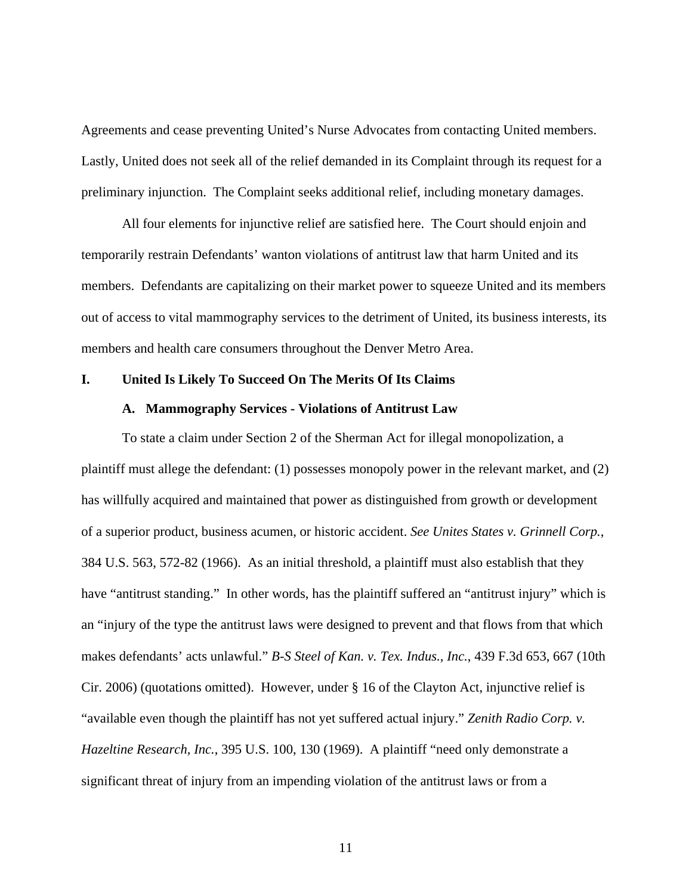Agreements and cease preventing United's Nurse Advocates from contacting United members. Lastly, United does not seek all of the relief demanded in its Complaint through its request for a preliminary injunction. The Complaint seeks additional relief, including monetary damages.

All four elements for injunctive relief are satisfied here. The Court should enjoin and temporarily restrain Defendants' wanton violations of antitrust law that harm United and its members. Defendants are capitalizing on their market power to squeeze United and its members out of access to vital mammography services to the detriment of United, its business interests, its members and health care consumers throughout the Denver Metro Area.

## I. United Is Likely To Succeed On The Merits Of Its Claims

### A. Mammography Services - Violations of Antitrust Law

To state a claim under Section 2 of the Sherman Act for illegal monopolization, a plaintiff must allege the defendant: (1) possesses monopoly power in the relevant market, and (2) has willfully acquired and maintained that power as distinguished from growth or development of a superior product, business acumen, or historic accident. *See Unites States v. Grinnell Corp.*, 384 U.S. 563, 572-82 (1966). As an initial threshold, a plaintiff must also establish that they have "antitrust standing." In other words, has the plaintiff suffered an "antitrust injury" which is an "injury of the type the antitrust laws were designed to prevent and that flows from that which makes defendants' acts unlawful." *B-S Steel of Kan. v. Tex. Indus., Inc.*, 439 F.3d 653, 667 (10th Cir. 2006) (quotations omitted). However, under § 16 of the Clayton Act, injunctive relief is "available even though the plaintiff has not yet suffered actual injury." *Zenith Radio Corp. v. Hazeltine Research, Inc.*, 395 U.S. 100, 130 (1969). A plaintiff "need only demonstrate a significant threat of injury from an impending violation of the antitrust laws or from a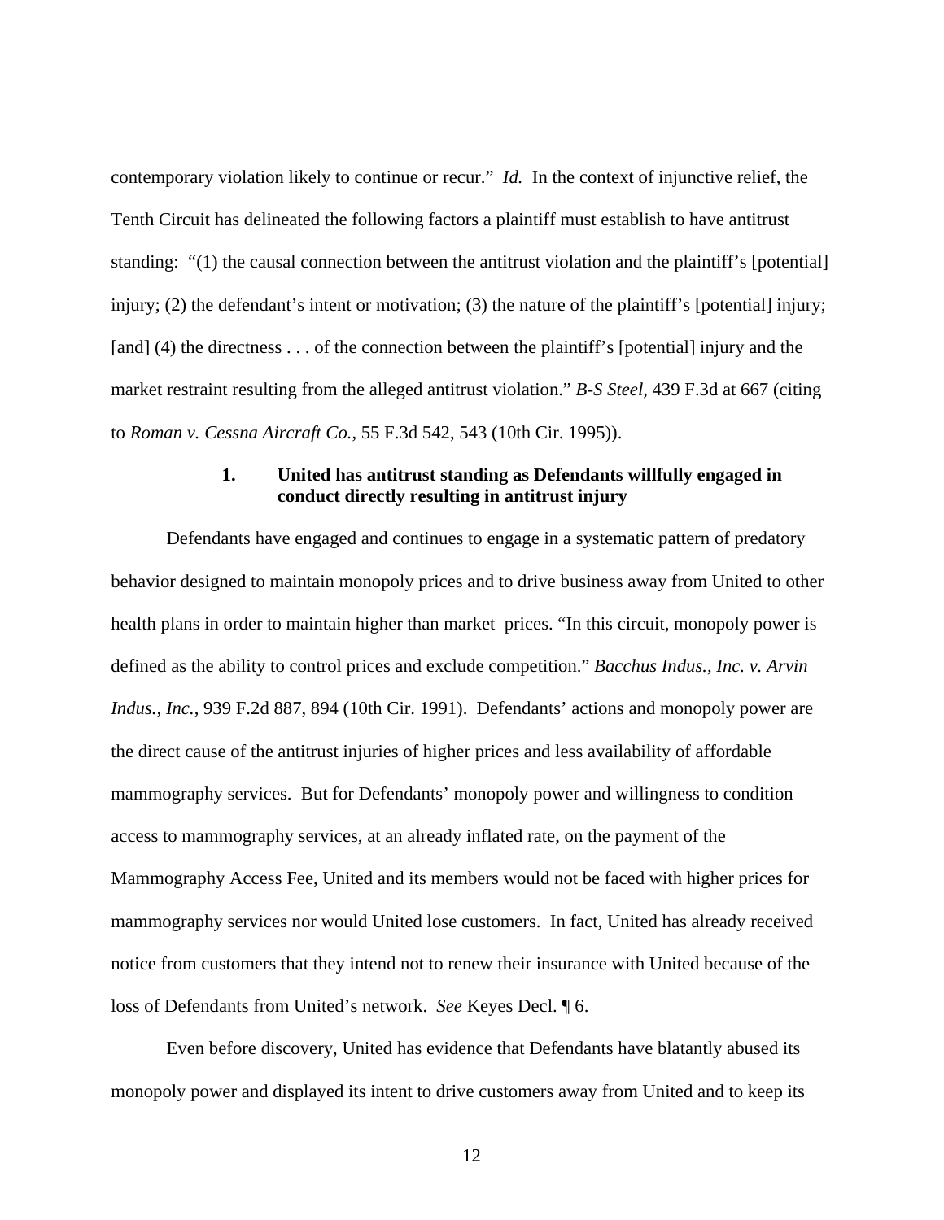contemporary violation likely to continue or recur." *Id.* In the context of injunctive relief, the Tenth Circuit has delineated the following factors a plaintiff must establish to have antitrust standing: "(1) the causal connection between the antitrust violation and the plaintiff's [potential] injury; (2) the defendant's intent or motivation; (3) the nature of the plaintiff's [potential] injury; [and] (4) the directness . . . of the connection between the plaintiff's [potential] injury and the market restraint resulting from the alleged antitrust violation." *B-S Steel,* 439 F.3d at 667 (citing to *Roman v. Cessna Aircraft Co.*, 55 F.3d 542, 543 (10th Cir. 1995)).

### 1. United has antitrust standing as Defendants willfully engaged in conduct directly resulting in antitrust injury

Defendants have engaged and continues to engage in a systematic pattern of predatory behavior designed to maintain monopoly prices and to drive business away from United to other health plans in order to maintain higher than market prices. "In this circuit, monopoly power is defined as the ability to control prices and exclude competition." *Bacchus Indus., Inc. v. Arvin Indus., Inc.*, 939 F.2d 887, 894 (10th Cir. 1991). Defendants' actions and monopoly power are the direct cause of the antitrust injuries of higher prices and less availability of affordable mammography services. But for Defendants' monopoly power and willingness to condition access to mammography services, at an already inflated rate, on the payment of the Mammography Access Fee, United and its members would not be faced with higher prices for mammography services nor would United lose customers. In fact, United has already received notice from customers that they intend not to renew their insurance with United because of the loss of Defendants from United's network. *See* Keyes Decl. ¶ 6.

Even before discovery, United has evidence that Defendants have blatantly abused its monopoly power and displayed its intent to drive customers away from United and to keep its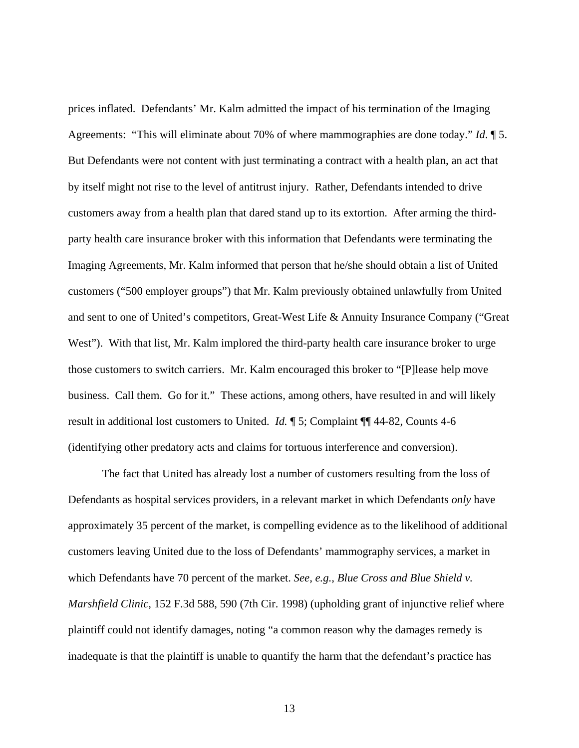prices inflated. Defendants' Mr. Kalm admitted the impact of his termination of the Imaging Agreements: "This will eliminate about 70% of where mammographies are done today." *Id*. ¶ 5. But Defendants were not content with just terminating a contract with a health plan, an act that by itself might not rise to the level of antitrust injury. Rather, Defendants intended to drive customers away from a health plan that dared stand up to its extortion. After arming the third-party health care insurance broker with this information that Defendants were terminating the Imaging Agreements, Mr. Kalm informed that person that he/she should obtain a list of United customers ("500 employer groups") that Mr. Kalm previously obtained unlawfully from United and sent to one of United's competitors, Great-West Life & Annuity Insurance Company ("Great West"). With that list, Mr. Kalm implored the third-party health care insurance broker to urge those customers to switch carriers. Mr. Kalm encouraged this broker to "[P]lease help move business. Call them. Go for it." These actions, among others, have resulted in and will likely result in additional lost customers to United. *Id.* ¶ 5; Complaint ¶¶ 44-82, Counts 4-6 (identifying other predatory acts and claims for tortuous interference and conversion).

The fact that United has already lost a number of customers resulting from the loss of Defendants as hospital services providers, in a relevant market in which Defendants *only* have approximately 35 percent of the market, is compelling evidence as to the likelihood of additional customers leaving United due to the loss of Defendants' mammography services, a market in which Defendants have 70 percent of the market. *See, e.g., Blue Cross and Blue Shield v. Marshfield Clinic*, 152 F.3d 588, 590 (7th Cir. 1998) (upholding grant of injunctive relief where plaintiff could not identify damages, noting "a common reason why the damages remedy is inadequate is that the plaintiff is unable to quantify the harm that the defendant's practice has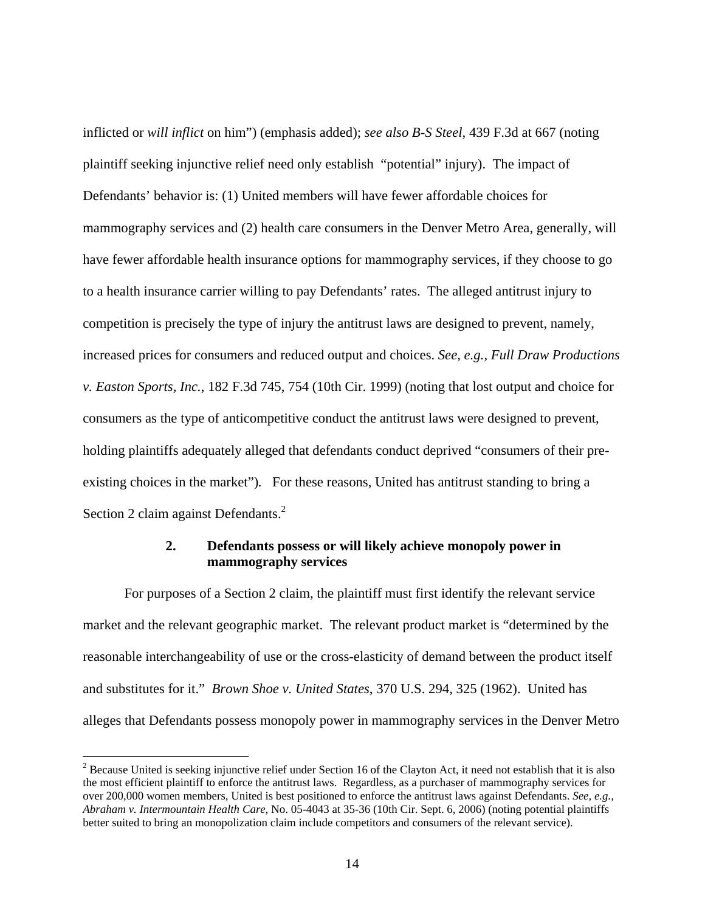inflicted or *will inflict* on him") (emphasis added); *see also B-S Steel*, 439 F.3d at 667 (noting plaintiff seeking injunctive relief need only establish "potential" injury). The impact of Defendants' behavior is: (1) United members will have fewer affordable choices for mammography services and (2) health care consumers in the Denver Metro Area, generally, will have fewer affordable health insurance options for mammography services, if they choose to go to a health insurance carrier willing to pay Defendants' rates. The alleged antitrust injury to competition is precisely the type of injury the antitrust laws are designed to prevent, namely, increased prices for consumers and reduced output and choices. *See, e.g., Full Draw Productions v. Easton Sports, Inc.*, 182 F.3d 745, 754 (10th Cir. 1999) (noting that lost output and choice for consumers as the type of anticompetitive conduct the antitrust laws were designed to prevent, holding plaintiffs adequately alleged that defendants conduct deprived "consumers of their pre-existing choices in the market"). For these reasons, United has antitrust standing to bring a Section 2 claim against Defendants.[2]

### 2. Defendants possess or will likely achieve monopoly power in mammography services

For purposes of a Section 2 claim, the plaintiff must first identify the relevant service market and the relevant geographic market. The relevant product market is "determined by the reasonable interchangeability of use or the cross-elasticity of demand between the product itself and substitutes for it." *Brown Shoe v. United States*, 370 U.S. 294, 325 (1962). United has alleges that Defendants possess monopoly power in mammography services in the Denver Metro

---

[2] Because United is seeking injunctive relief under Section 16 of the Clayton Act, it need not establish that it is also the most efficient plaintiff to enforce the antitrust laws. Regardless, as a purchaser of mammography services for over 200,000 women members, United is best positioned to enforce the antitrust laws against Defendants. *See, e.g., Abraham v. Intermountain Health Care*, No. 05-4043 at 35-36 (10th Cir. Sept. 6, 2006) (noting potential plaintiffs better suited to bring an monopolization claim include competitors and consumers of the relevant service).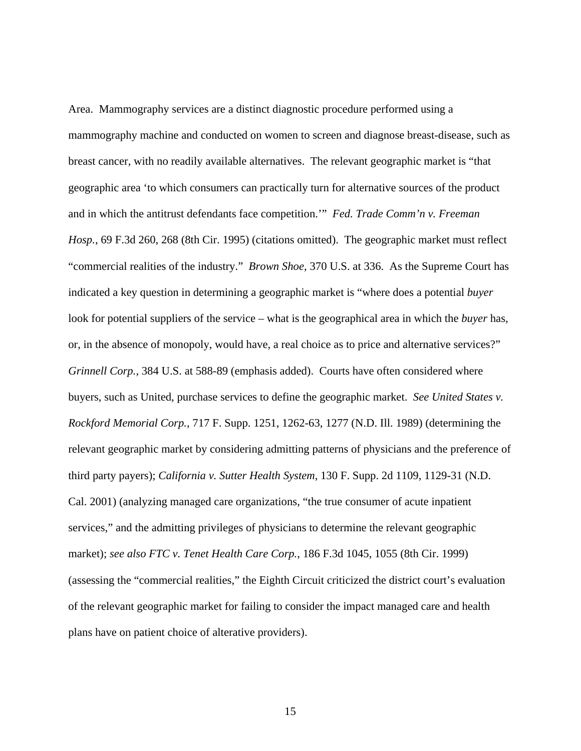Area. Mammography services are a distinct diagnostic procedure performed using a mammography machine and conducted on women to screen and diagnose breast-disease, such as breast cancer, with no readily available alternatives. The relevant geographic market is "that geographic area 'to which consumers can practically turn for alternative sources of the product and in which the antitrust defendants face competition.'" *Fed. Trade Comm'n v. Freeman Hosp.*, 69 F.3d 260, 268 (8th Cir. 1995) (citations omitted). The geographic market must reflect "commercial realities of the industry." *Brown Shoe*, 370 U.S. at 336. As the Supreme Court has indicated a key question in determining a geographic market is "where does a potential *buyer* look for potential suppliers of the service – what is the geographical area in which the *buyer* has, or, in the absence of monopoly, would have, a real choice as to price and alternative services?" *Grinnell Corp.*, 384 U.S. at 588-89 (emphasis added). Courts have often considered where buyers, such as United, purchase services to define the geographic market. *See United States v. Rockford Memorial Corp.*, 717 F. Supp. 1251, 1262-63, 1277 (N.D. Ill. 1989) (determining the relevant geographic market by considering admitting patterns of physicians and the preference of third party payers); *California v. Sutter Health System*, 130 F. Supp. 2d 1109, 1129-31 (N.D. Cal. 2001) (analyzing managed care organizations, "the true consumer of acute inpatient services," and the admitting privileges of physicians to determine the relevant geographic market); *see also FTC v. Tenet Health Care Corp.*, 186 F.3d 1045, 1055 (8th Cir. 1999) (assessing the "commercial realities," the Eighth Circuit criticized the district court's evaluation of the relevant geographic market for failing to consider the impact managed care and health plans have on patient choice of alterative providers).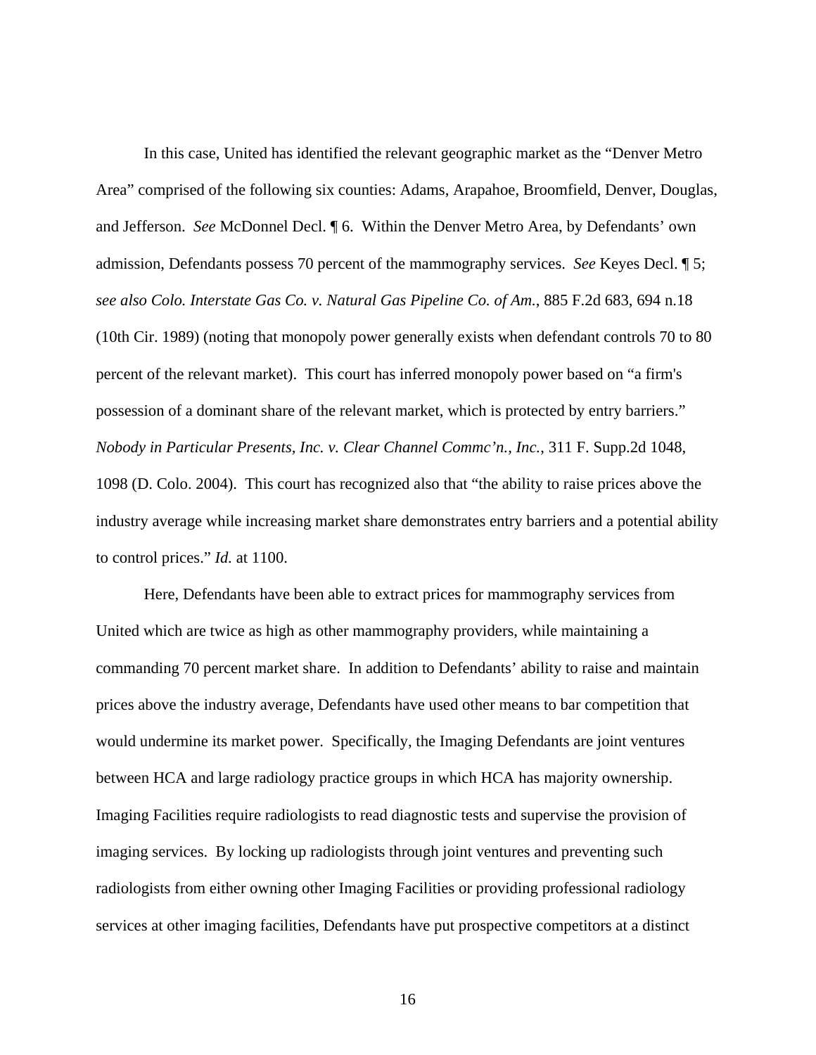In this case, United has identified the relevant geographic market as the "Denver Metro Area" comprised of the following six counties: Adams, Arapahoe, Broomfield, Denver, Douglas, and Jefferson. *See* McDonnel Decl. ¶ 6. Within the Denver Metro Area, by Defendants' own admission, Defendants possess 70 percent of the mammography services. *See* Keyes Decl. ¶ 5; *see also Colo. Interstate Gas Co. v. Natural Gas Pipeline Co. of Am.*, 885 F.2d 683, 694 n.18 (10th Cir. 1989) (noting that monopoly power generally exists when defendant controls 70 to 80 percent of the relevant market). This court has inferred monopoly power based on "a firm's possession of a dominant share of the relevant market, which is protected by entry barriers." *Nobody in Particular Presents, Inc. v. Clear Channel Commc'n., Inc.*, 311 F. Supp.2d 1048, 1098 (D. Colo. 2004). This court has recognized also that "the ability to raise prices above the industry average while increasing market share demonstrates entry barriers and a potential ability to control prices." *Id.* at 1100.

Here, Defendants have been able to extract prices for mammography services from United which are twice as high as other mammography providers, while maintaining a commanding 70 percent market share. In addition to Defendants' ability to raise and maintain prices above the industry average, Defendants have used other means to bar competition that would undermine its market power. Specifically, the Imaging Defendants are joint ventures between HCA and large radiology practice groups in which HCA has majority ownership. Imaging Facilities require radiologists to read diagnostic tests and supervise the provision of imaging services. By locking up radiologists through joint ventures and preventing such radiologists from either owning other Imaging Facilities or providing professional radiology services at other imaging facilities, Defendants have put prospective competitors at a distinct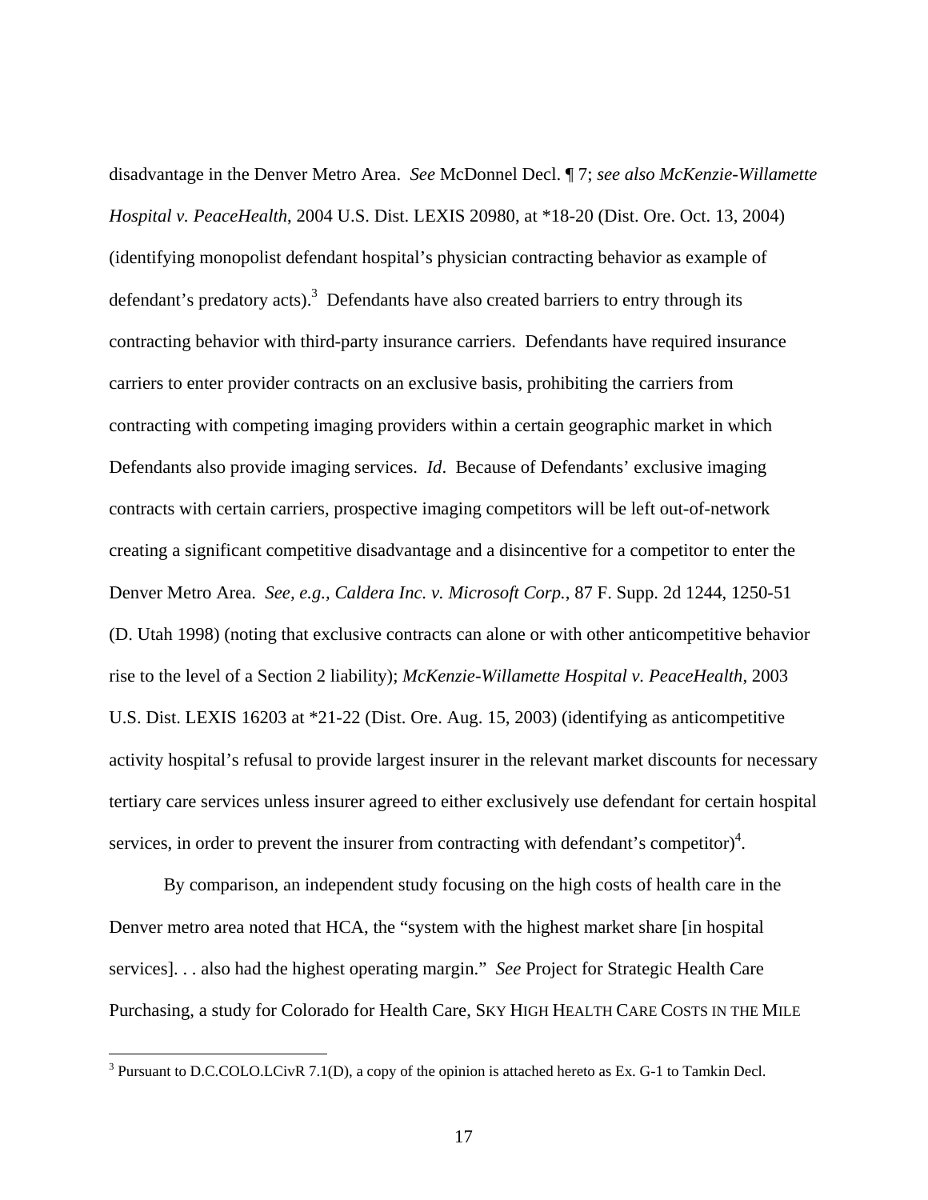disadvantage in the Denver Metro Area. *See* McDonnel Decl. ¶ 7; *see also McKenzie-Willamette Hospital v. PeaceHealth*, 2004 U.S. Dist. LEXIS 20980, at *18-20 (Dist. Ore. Oct. 13, 2004) (identifying monopolist defendant hospital's physician contracting behavior as example of defendant's predatory acts).[3] Defendants have also created barriers to entry through its contracting behavior with third-party insurance carriers. Defendants have required insurance carriers to enter provider contracts on an exclusive basis, prohibiting the carriers from contracting with competing imaging providers within a certain geographic market in which Defendants also provide imaging services. *Id*. Because of Defendants' exclusive imaging contracts with certain carriers, prospective imaging competitors will be left out-of-network creating a significant competitive disadvantage and a disincentive for a competitor to enter the Denver Metro Area. *See, e.g., Caldera Inc. v. Microsoft Corp.*, 87 F. Supp. 2d 1244, 1250-51 (D. Utah 1998) (noting that exclusive contracts can alone or with other anticompetitive behavior rise to the level of a Section 2 liability); *McKenzie-Willamette Hospital v. PeaceHealth*, 2003 U.S. Dist. LEXIS 16203 at *21-22 (Dist. Ore. Aug. 15, 2003) (identifying as anticompetitive activity hospital's refusal to provide largest insurer in the relevant market discounts for necessary tertiary care services unless insurer agreed to either exclusively use defendant for certain hospital services, in order to prevent the insurer from contracting with defendant's competitor)[4].

By comparison, an independent study focusing on the high costs of health care in the Denver metro area noted that HCA, the "system with the highest market share [in hospital services]. . . also had the highest operating margin." *See* Project for Strategic Health Care Purchasing, a study for Colorado for Health Care, SKY HIGH HEALTH CARE COSTS IN THE MILE

---

[3] Pursuant to D.C.COLO.LCivR 7.1(D), a copy of the opinion is attached hereto as Ex. G-1 to Tamkin Decl.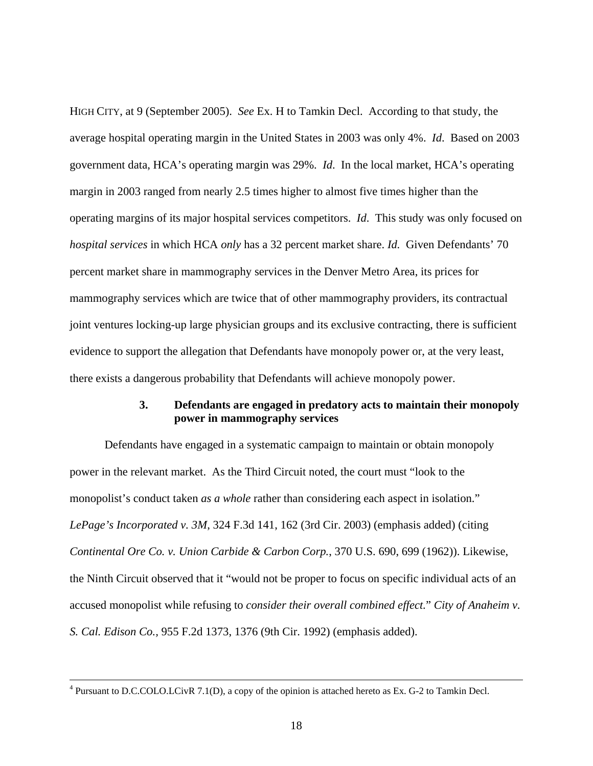HIGH CITY, at 9 (September 2005). *See* Ex. H to Tamkin Decl. According to that study, the average hospital operating margin in the United States in 2003 was only 4%. *Id*. Based on 2003 government data, HCA's operating margin was 29%. *Id*. In the local market, HCA's operating margin in 2003 ranged from nearly 2.5 times higher to almost five times higher than the operating margins of its major hospital services competitors. *Id*. This study was only focused on *hospital services* in which HCA *only* has a 32 percent market share. *Id.* Given Defendants' 70 percent market share in mammography services in the Denver Metro Area, its prices for mammography services which are twice that of other mammography providers, its contractual joint ventures locking-up large physician groups and its exclusive contracting, there is sufficient evidence to support the allegation that Defendants have monopoly power or, at the very least, there exists a dangerous probability that Defendants will achieve monopoly power.

**3. Defendants are engaged in predatory acts to maintain their monopoly power in mammography services**

Defendants have engaged in a systematic campaign to maintain or obtain monopoly power in the relevant market. As the Third Circuit noted, the court must "look to the monopolist's conduct taken *as a whole* rather than considering each aspect in isolation." *LePage's Incorporated v. 3M*, 324 F.3d 141, 162 (3rd Cir. 2003) (emphasis added) (citing *Continental Ore Co. v. Union Carbide & Carbon Corp.*, 370 U.S. 690, 699 (1962)). Likewise, the Ninth Circuit observed that it "would not be proper to focus on specific individual acts of an accused monopolist while refusing to *consider their overall combined effect.*" *City of Anaheim v. S. Cal. Edison Co.*, 955 F.2d 1373, 1376 (9th Cir. 1992) (emphasis added).

---

[4] Pursuant to D.C.COLO.LCivR 7.1(D), a copy of the opinion is attached hereto as Ex. G-2 to Tamkin Decl.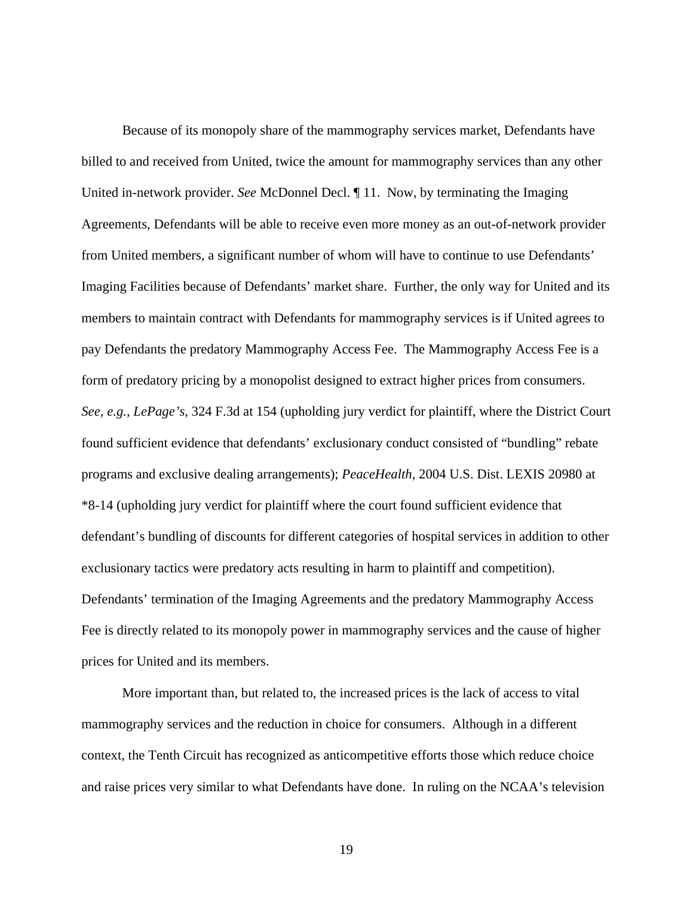Because of its monopoly share of the mammography services market, Defendants have billed to and received from United, twice the amount for mammography services than any other United in-network provider. *See* McDonnel Decl. ¶ 11. Now, by terminating the Imaging Agreements, Defendants will be able to receive even more money as an out-of-network provider from United members, a significant number of whom will have to continue to use Defendants' Imaging Facilities because of Defendants' market share. Further, the only way for United and its members to maintain contract with Defendants for mammography services is if United agrees to pay Defendants the predatory Mammography Access Fee. The Mammography Access Fee is a form of predatory pricing by a monopolist designed to extract higher prices from consumers. *See, e.g., LePage's*, 324 F.3d at 154 (upholding jury verdict for plaintiff, where the District Court found sufficient evidence that defendants' exclusionary conduct consisted of "bundling" rebate programs and exclusive dealing arrangements); *PeaceHealth*, 2004 U.S. Dist. LEXIS 20980 at *8-14 (upholding jury verdict for plaintiff where the court found sufficient evidence that defendant's bundling of discounts for different categories of hospital services in addition to other exclusionary tactics were predatory acts resulting in harm to plaintiff and competition). Defendants' termination of the Imaging Agreements and the predatory Mammography Access Fee is directly related to its monopoly power in mammography services and the cause of higher prices for United and its members.

More important than, but related to, the increased prices is the lack of access to vital mammography services and the reduction in choice for consumers. Although in a different context, the Tenth Circuit has recognized as anticompetitive efforts those which reduce choice and raise prices very similar to what Defendants have done. In ruling on the NCAA's television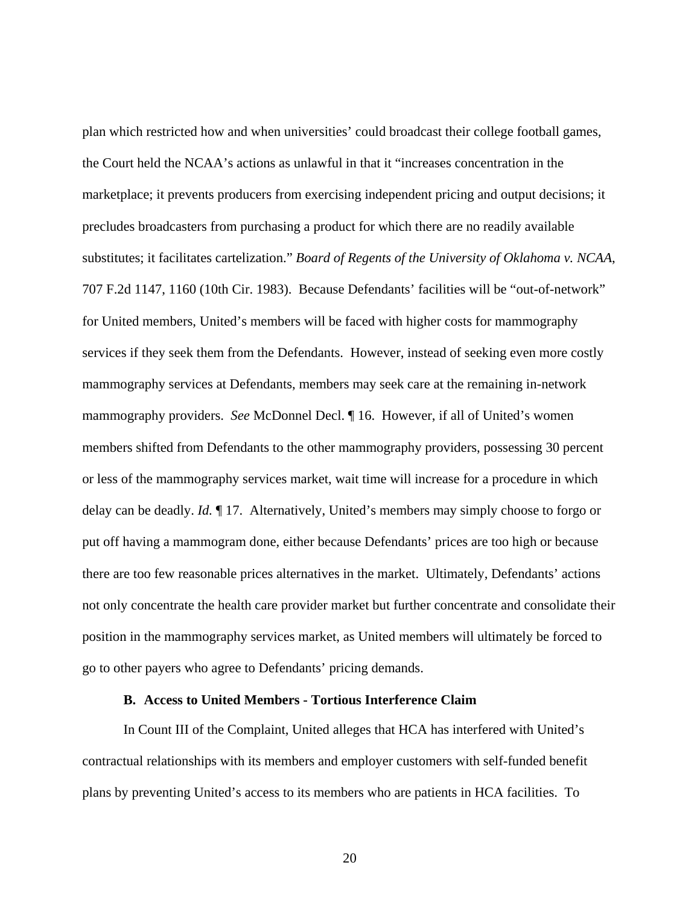plan which restricted how and when universities' could broadcast their college football games, the Court held the NCAA's actions as unlawful in that it "increases concentration in the marketplace; it prevents producers from exercising independent pricing and output decisions; it precludes broadcasters from purchasing a product for which there are no readily available substitutes; it facilitates cartelization." *Board of Regents of the University of Oklahoma v. NCAA*, 707 F.2d 1147, 1160 (10th Cir. 1983). Because Defendants' facilities will be "out-of-network" for United members, United's members will be faced with higher costs for mammography services if they seek them from the Defendants. However, instead of seeking even more costly mammography services at Defendants, members may seek care at the remaining in-network mammography providers. *See* McDonnel Decl. ¶ 16. However, if all of United's women members shifted from Defendants to the other mammography providers, possessing 30 percent or less of the mammography services market, wait time will increase for a procedure in which delay can be deadly. *Id.* ¶ 17. Alternatively, United's members may simply choose to forgo or put off having a mammogram done, either because Defendants' prices are too high or because there are too few reasonable prices alternatives in the market. Ultimately, Defendants' actions not only concentrate the health care provider market but further concentrate and consolidate their position in the mammography services market, as United members will ultimately be forced to go to other payers who agree to Defendants' pricing demands.

### B. Access to United Members - Tortious Interference Claim

In Count III of the Complaint, United alleges that HCA has interfered with United's contractual relationships with its members and employer customers with self-funded benefit plans by preventing United's access to its members who are patients in HCA facilities. To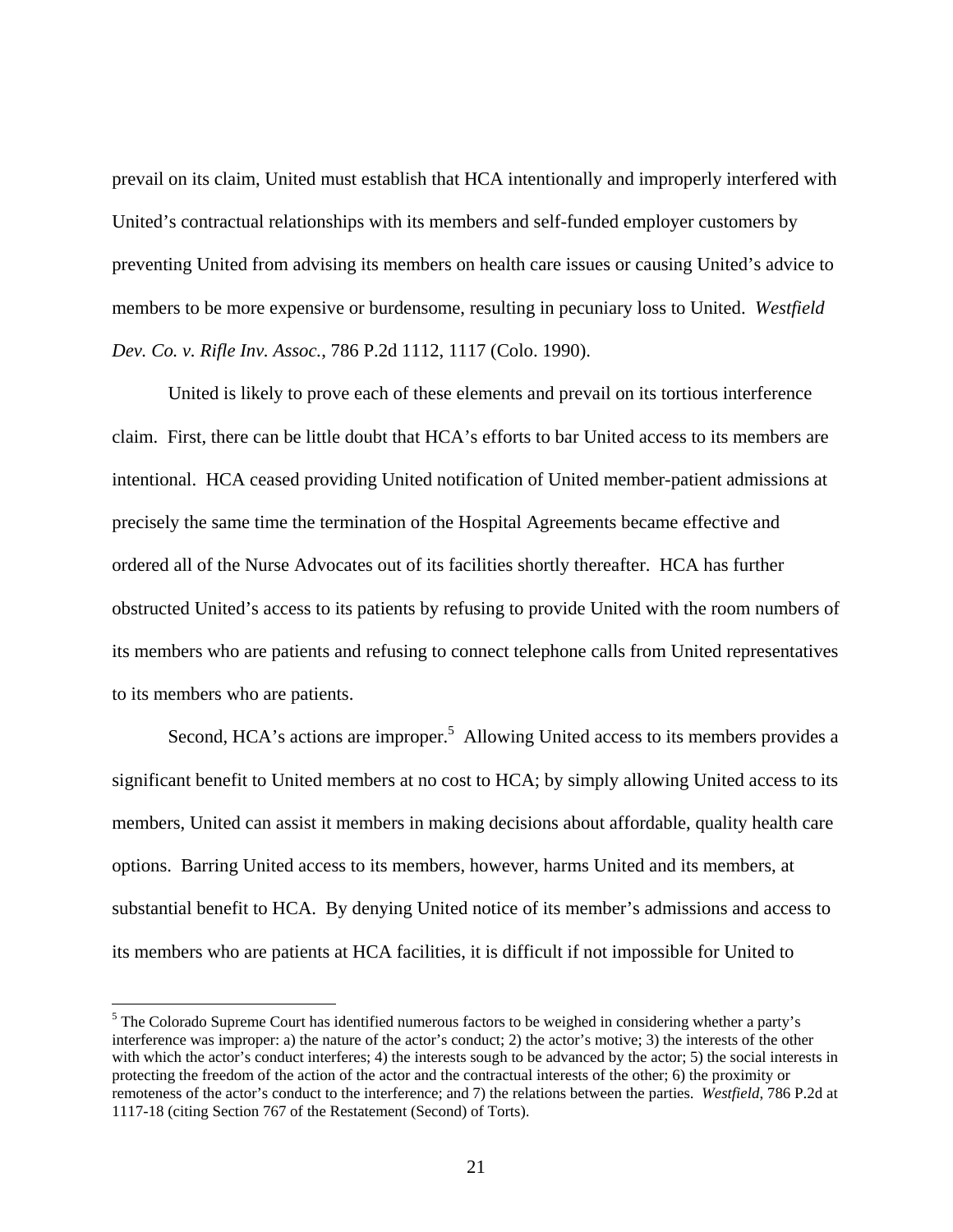prevail on its claim, United must establish that HCA intentionally and improperly interfered with United's contractual relationships with its members and self-funded employer customers by preventing United from advising its members on health care issues or causing United's advice to members to be more expensive or burdensome, resulting in pecuniary loss to United. *Westfield Dev. Co. v. Rifle Inv. Assoc.*, 786 P.2d 1112, 1117 (Colo. 1990).

United is likely to prove each of these elements and prevail on its tortious interference claim. First, there can be little doubt that HCA's efforts to bar United access to its members are intentional. HCA ceased providing United notification of United member-patient admissions at precisely the same time the termination of the Hospital Agreements became effective and ordered all of the Nurse Advocates out of its facilities shortly thereafter. HCA has further obstructed United's access to its patients by refusing to provide United with the room numbers of its members who are patients and refusing to connect telephone calls from United representatives to its members who are patients.

Second, HCA's actions are improper.[5] Allowing United access to its members provides a significant benefit to United members at no cost to HCA; by simply allowing United access to its members, United can assist it members in making decisions about affordable, quality health care options. Barring United access to its members, however, harms United and its members, at substantial benefit to HCA. By denying United notice of its member's admissions and access to its members who are patients at HCA facilities, it is difficult if not impossible for United to

[5] The Colorado Supreme Court has identified numerous factors to be weighed in considering whether a party's interference was improper: a) the nature of the actor's conduct; 2) the actor's motive; 3) the interests of the other with which the actor's conduct interferes; 4) the interests sough to be advanced by the actor; 5) the social interests in protecting the freedom of the action of the actor and the contractual interests of the other; 6) the proximity or remoteness of the actor's conduct to the interference; and 7) the relations between the parties. *Westfield*, 786 P.2d at 1117-18 (citing Section 767 of the Restatement (Second) of Torts).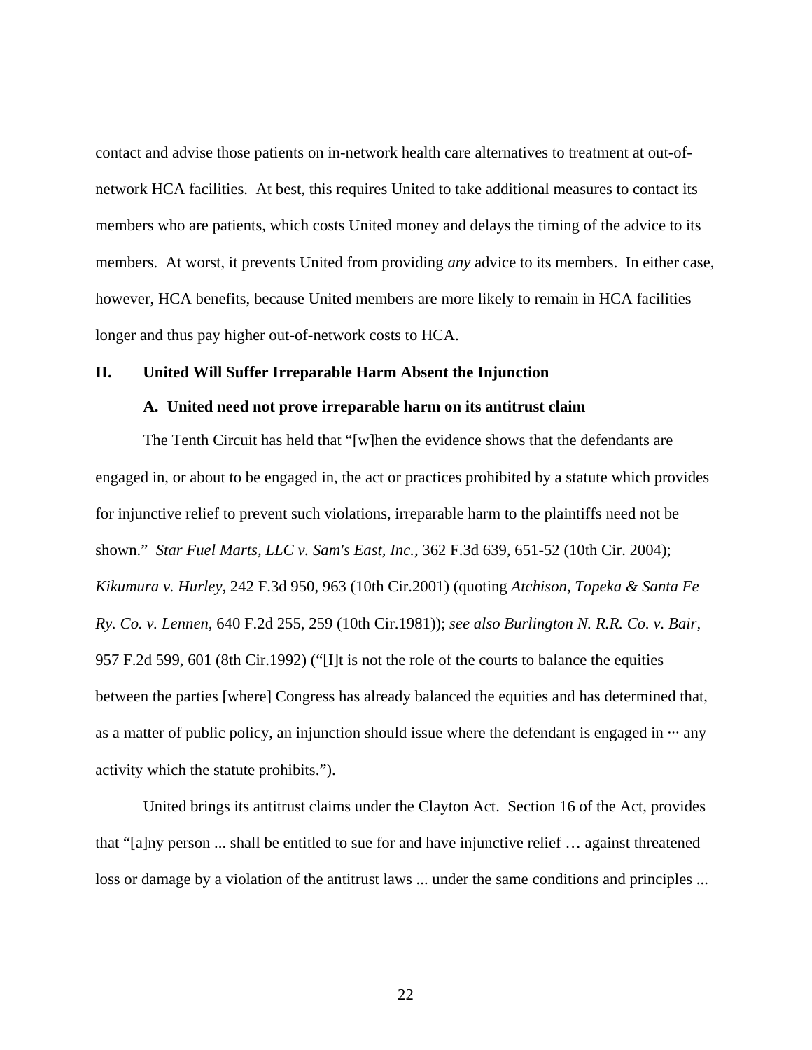contact and advise those patients on in-network health care alternatives to treatment at out-of-network HCA facilities. At best, this requires United to take additional measures to contact its members who are patients, which costs United money and delays the timing of the advice to its members. At worst, it prevents United from providing *any* advice to its members. In either case, however, HCA benefits, because United members are more likely to remain in HCA facilities longer and thus pay higher out-of-network costs to HCA.

## II. United Will Suffer Irreparable Harm Absent the Injunction

### A. United need not prove irreparable harm on its antitrust claim

The Tenth Circuit has held that "[w]hen the evidence shows that the defendants are engaged in, or about to be engaged in, the act or practices prohibited by a statute which provides for injunctive relief to prevent such violations, irreparable harm to the plaintiffs need not be shown." *Star Fuel Marts, LLC v. Sam's East, Inc.*, 362 F.3d 639, 651-52 (10th Cir. 2004); *Kikumura v. Hurley,* 242 F.3d 950, 963 (10th Cir.2001) (quoting *Atchison, Topeka & Santa Fe Ry. Co. v. Lennen,* 640 F.2d 255, 259 (10th Cir.1981)); *see also Burlington N. R.R. Co. v. Bair,* 957 F.2d 599, 601 (8th Cir.1992) ("[I]t is not the role of the courts to balance the equities between the parties [where] Congress has already balanced the equities and has determined that, as a matter of public policy, an injunction should issue where the defendant is engaged in ··· any activity which the statute prohibits.").

United brings its antitrust claims under the Clayton Act. Section 16 of the Act, provides that "[a]ny person ... shall be entitled to sue for and have injunctive relief … against threatened loss or damage by a violation of the antitrust laws ... under the same conditions and principles ...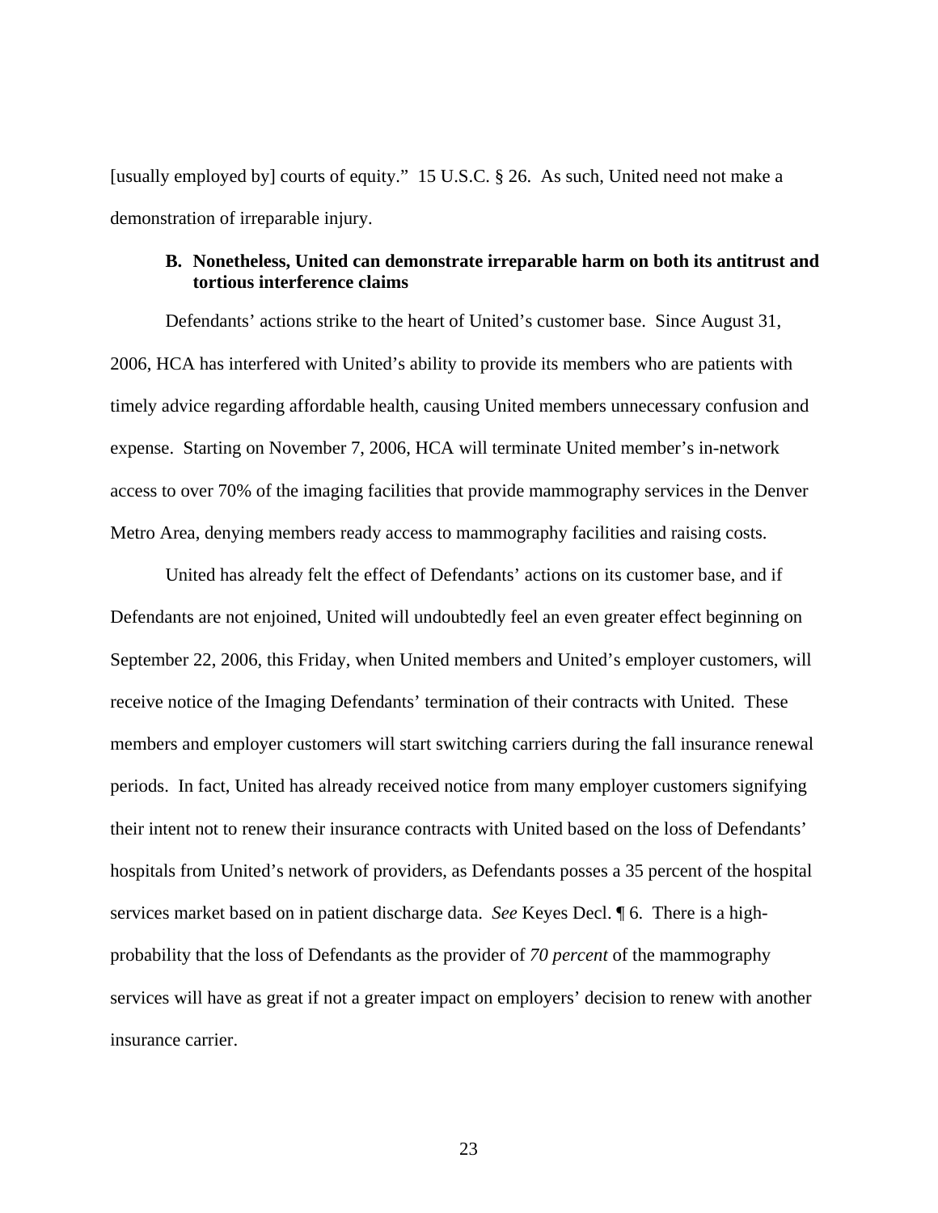[usually employed by] courts of equity." 15 U.S.C. § 26. As such, United need not make a demonstration of irreparable injury.

### B. Nonetheless, United can demonstrate irreparable harm on both its antitrust and tortious interference claims

Defendants' actions strike to the heart of United's customer base. Since August 31, 2006, HCA has interfered with United's ability to provide its members who are patients with timely advice regarding affordable health, causing United members unnecessary confusion and expense. Starting on November 7, 2006, HCA will terminate United member's in-network access to over 70% of the imaging facilities that provide mammography services in the Denver Metro Area, denying members ready access to mammography facilities and raising costs.

United has already felt the effect of Defendants' actions on its customer base, and if Defendants are not enjoined, United will undoubtedly feel an even greater effect beginning on September 22, 2006, this Friday, when United members and United's employer customers, will receive notice of the Imaging Defendants' termination of their contracts with United. These members and employer customers will start switching carriers during the fall insurance renewal periods. In fact, United has already received notice from many employer customers signifying their intent not to renew their insurance contracts with United based on the loss of Defendants' hospitals from United's network of providers, as Defendants posses a 35 percent of the hospital services market based on in patient discharge data. *See* Keyes Decl. ¶ 6. There is a high-probability that the loss of Defendants as the provider of *70 percent* of the mammography services will have as great if not a greater impact on employers' decision to renew with another insurance carrier.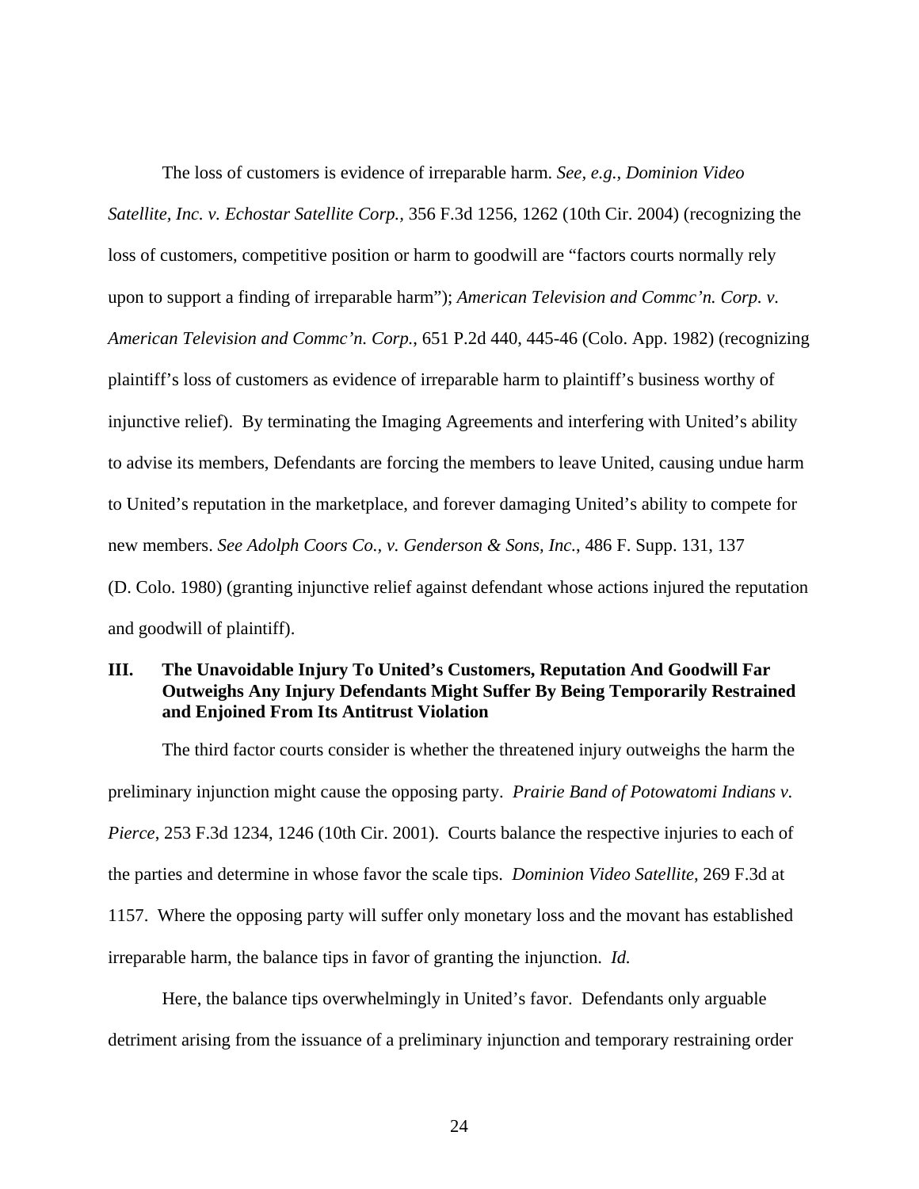The loss of customers is evidence of irreparable harm. *See, e.g.*, *Dominion Video Satellite, Inc. v. Echostar Satellite Corp.*, 356 F.3d 1256, 1262 (10th Cir. 2004) (recognizing the loss of customers, competitive position or harm to goodwill are "factors courts normally rely upon to support a finding of irreparable harm"); *American Television and Commc'n. Corp. v. American Television and Commc'n. Corp.*, 651 P.2d 440, 445-46 (Colo. App. 1982) (recognizing plaintiff's loss of customers as evidence of irreparable harm to plaintiff's business worthy of injunctive relief). By terminating the Imaging Agreements and interfering with United's ability to advise its members, Defendants are forcing the members to leave United, causing undue harm to United's reputation in the marketplace, and forever damaging United's ability to compete for new members. *See Adolph Coors Co., v. Genderson & Sons, Inc.*, 486 F. Supp. 131, 137 (D. Colo. 1980) (granting injunctive relief against defendant whose actions injured the reputation and goodwill of plaintiff).

## III. The Unavoidable Injury To United's Customers, Reputation And Goodwill Far Outweighs Any Injury Defendants Might Suffer By Being Temporarily Restrained and Enjoined From Its Antitrust Violation

The third factor courts consider is whether the threatened injury outweighs the harm the preliminary injunction might cause the opposing party. *Prairie Band of Potowatomi Indians v. Pierce*, 253 F.3d 1234, 1246 (10th Cir. 2001). Courts balance the respective injuries to each of the parties and determine in whose favor the scale tips. *Dominion Video Satellite*, 269 F.3d at 1157. Where the opposing party will suffer only monetary loss and the movant has established irreparable harm, the balance tips in favor of granting the injunction. *Id.*

Here, the balance tips overwhelmingly in United's favor. Defendants only arguable detriment arising from the issuance of a preliminary injunction and temporary restraining order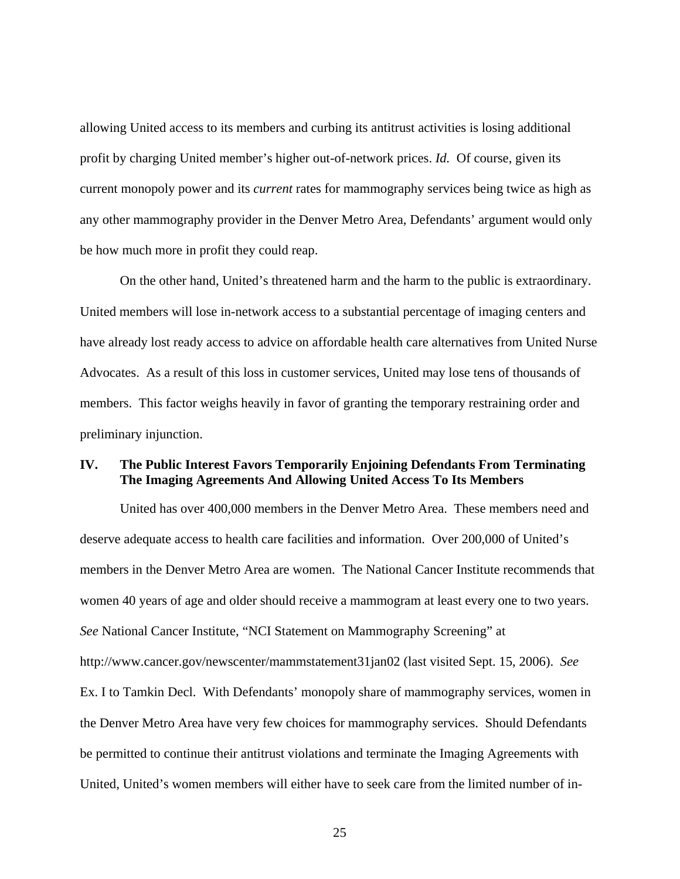allowing United access to its members and curbing its antitrust activities is losing additional profit by charging United member's higher out-of-network prices. *Id.* Of course, given its current monopoly power and its *current* rates for mammography services being twice as high as any other mammography provider in the Denver Metro Area, Defendants' argument would only be how much more in profit they could reap.

On the other hand, United's threatened harm and the harm to the public is extraordinary. United members will lose in-network access to a substantial percentage of imaging centers and have already lost ready access to advice on affordable health care alternatives from United Nurse Advocates. As a result of this loss in customer services, United may lose tens of thousands of members. This factor weighs heavily in favor of granting the temporary restraining order and preliminary injunction.

## IV. The Public Interest Favors Temporarily Enjoining Defendants From Terminating The Imaging Agreements And Allowing United Access To Its Members

United has over 400,000 members in the Denver Metro Area. These members need and deserve adequate access to health care facilities and information. Over 200,000 of United's members in the Denver Metro Area are women. The National Cancer Institute recommends that women 40 years of age and older should receive a mammogram at least every one to two years. *See* National Cancer Institute, "NCI Statement on Mammography Screening" at http://www.cancer.gov/newscenter/mammstatement31jan02 (last visited Sept. 15, 2006). *See* Ex. I to Tamkin Decl. With Defendants' monopoly share of mammography services, women in the Denver Metro Area have very few choices for mammography services. Should Defendants be permitted to continue their antitrust violations and terminate the Imaging Agreements with United, United's women members will either have to seek care from the limited number of in-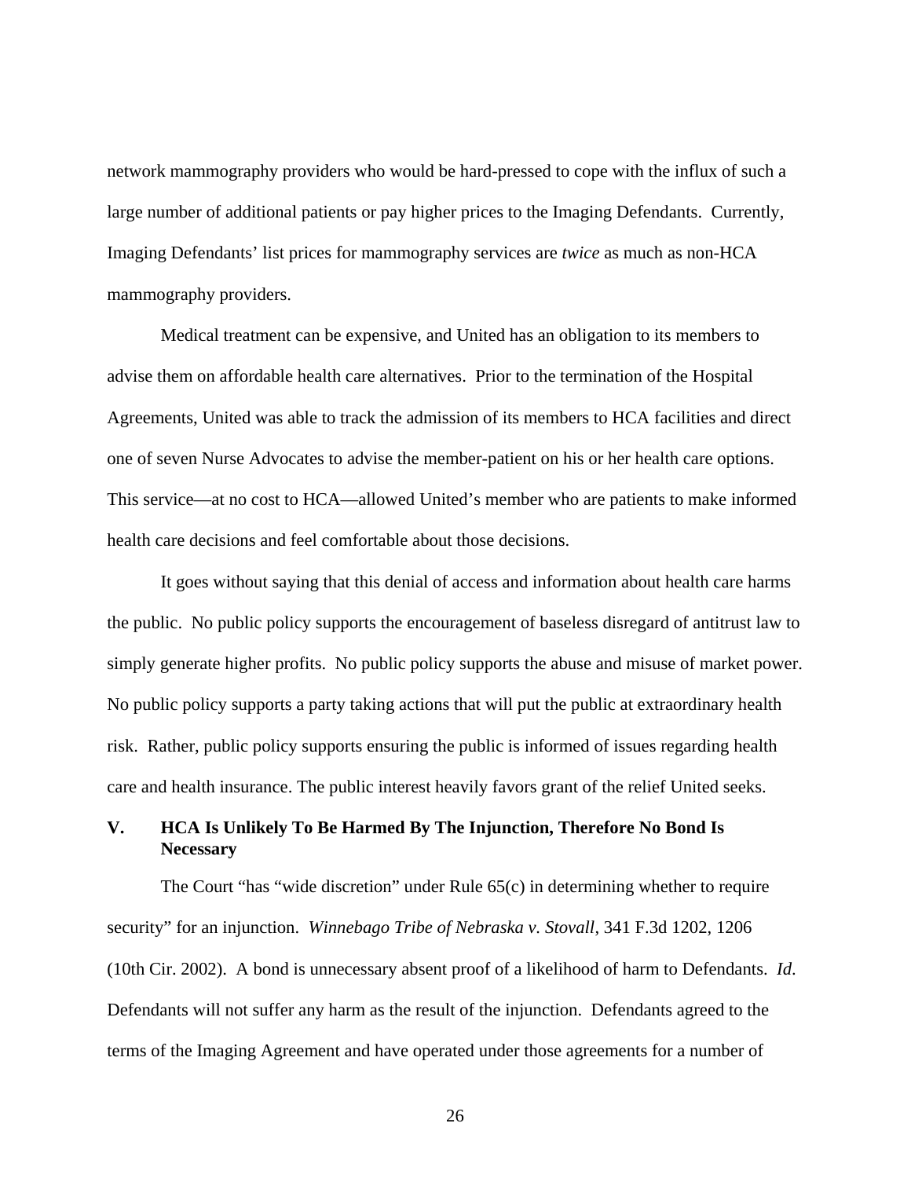network mammography providers who would be hard-pressed to cope with the influx of such a large number of additional patients or pay higher prices to the Imaging Defendants. Currently, Imaging Defendants' list prices for mammography services are *twice* as much as non-HCA mammography providers.

Medical treatment can be expensive, and United has an obligation to its members to advise them on affordable health care alternatives. Prior to the termination of the Hospital Agreements, United was able to track the admission of its members to HCA facilities and direct one of seven Nurse Advocates to advise the member-patient on his or her health care options. This service—at no cost to HCA—allowed United's member who are patients to make informed health care decisions and feel comfortable about those decisions.

It goes without saying that this denial of access and information about health care harms the public. No public policy supports the encouragement of baseless disregard of antitrust law to simply generate higher profits. No public policy supports the abuse and misuse of market power. No public policy supports a party taking actions that will put the public at extraordinary health risk. Rather, public policy supports ensuring the public is informed of issues regarding health care and health insurance. The public interest heavily favors grant of the relief United seeks.

## V. HCA Is Unlikely To Be Harmed By The Injunction, Therefore No Bond Is Necessary

The Court "has "wide discretion" under Rule 65(c) in determining whether to require security" for an injunction. *Winnebago Tribe of Nebraska v. Stovall*, 341 F.3d 1202, 1206 (10th Cir. 2002). A bond is unnecessary absent proof of a likelihood of harm to Defendants. *Id*. Defendants will not suffer any harm as the result of the injunction. Defendants agreed to the terms of the Imaging Agreement and have operated under those agreements for a number of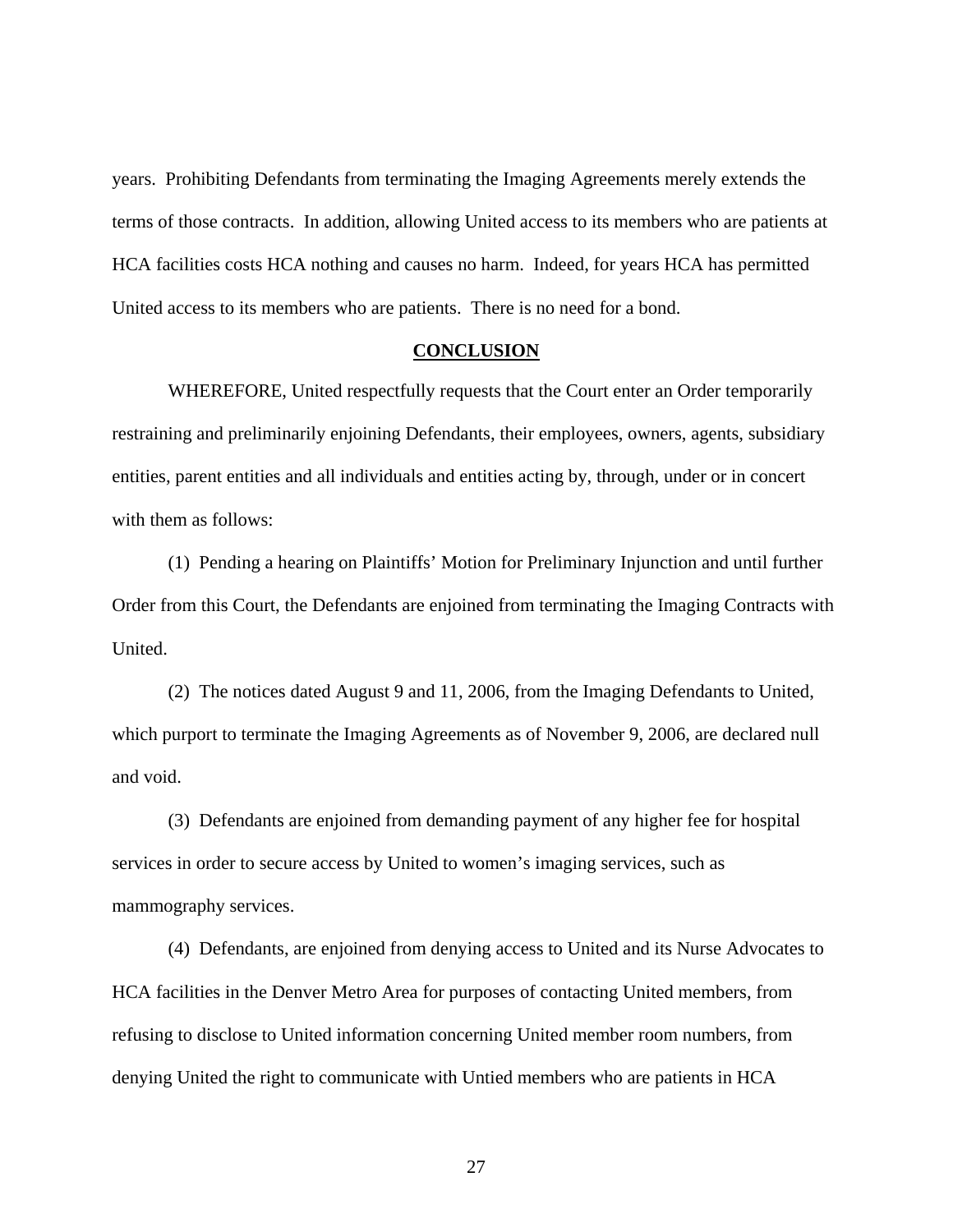years. Prohibiting Defendants from terminating the Imaging Agreements merely extends the terms of those contracts. In addition, allowing United access to its members who are patients at HCA facilities costs HCA nothing and causes no harm. Indeed, for years HCA has permitted United access to its members who are patients. There is no need for a bond.

## CONCLUSION

WHEREFORE, United respectfully requests that the Court enter an Order temporarily restraining and preliminarily enjoining Defendants, their employees, owners, agents, subsidiary entities, parent entities and all individuals and entities acting by, through, under or in concert with them as follows:

(1) Pending a hearing on Plaintiffs' Motion for Preliminary Injunction and until further Order from this Court, the Defendants are enjoined from terminating the Imaging Contracts with United.

(2) The notices dated August 9 and 11, 2006, from the Imaging Defendants to United, which purport to terminate the Imaging Agreements as of November 9, 2006, are declared null and void.

(3) Defendants are enjoined from demanding payment of any higher fee for hospital services in order to secure access by United to women's imaging services, such as mammography services.

(4) Defendants, are enjoined from denying access to United and its Nurse Advocates to HCA facilities in the Denver Metro Area for purposes of contacting United members, from refusing to disclose to United information concerning United member room numbers, from denying United the right to communicate with Untied members who are patients in HCA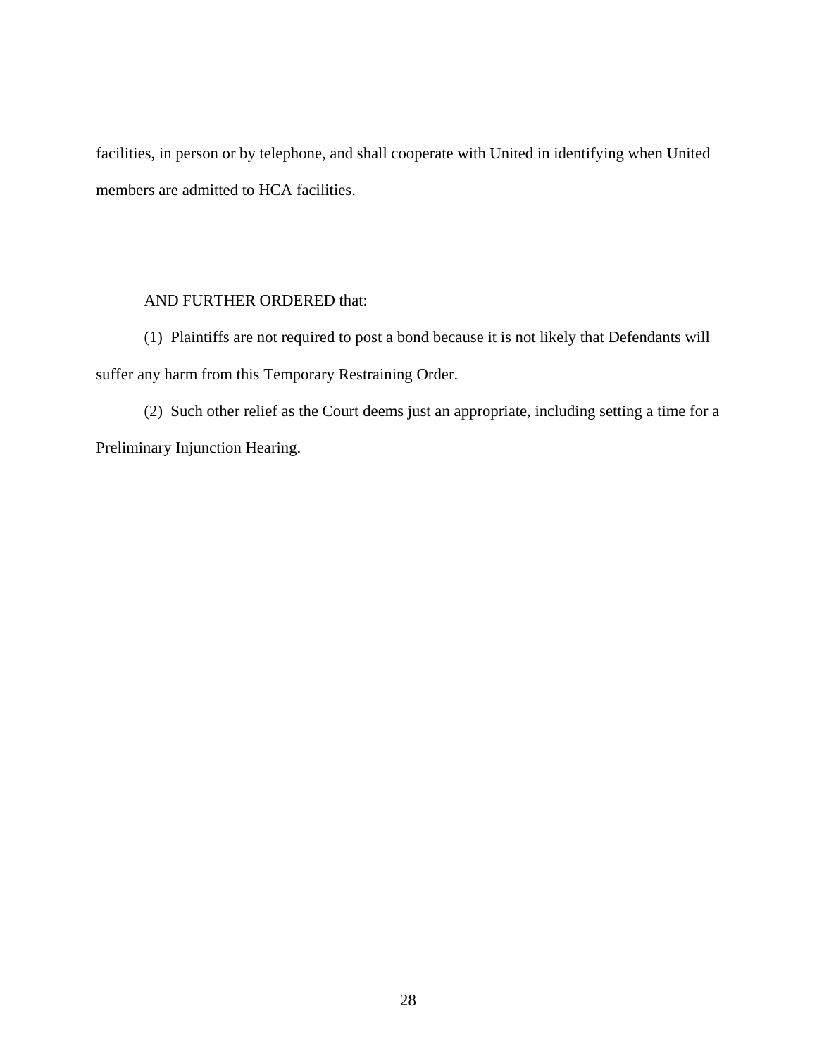facilities, in person or by telephone, and shall cooperate with United in identifying when United members are admitted to HCA facilities.

AND FURTHER ORDERED that:

(1) Plaintiffs are not required to post a bond because it is not likely that Defendants will suffer any harm from this Temporary Restraining Order.

(2) Such other relief as the Court deems just an appropriate, including setting a time for a Preliminary Injunction Hearing.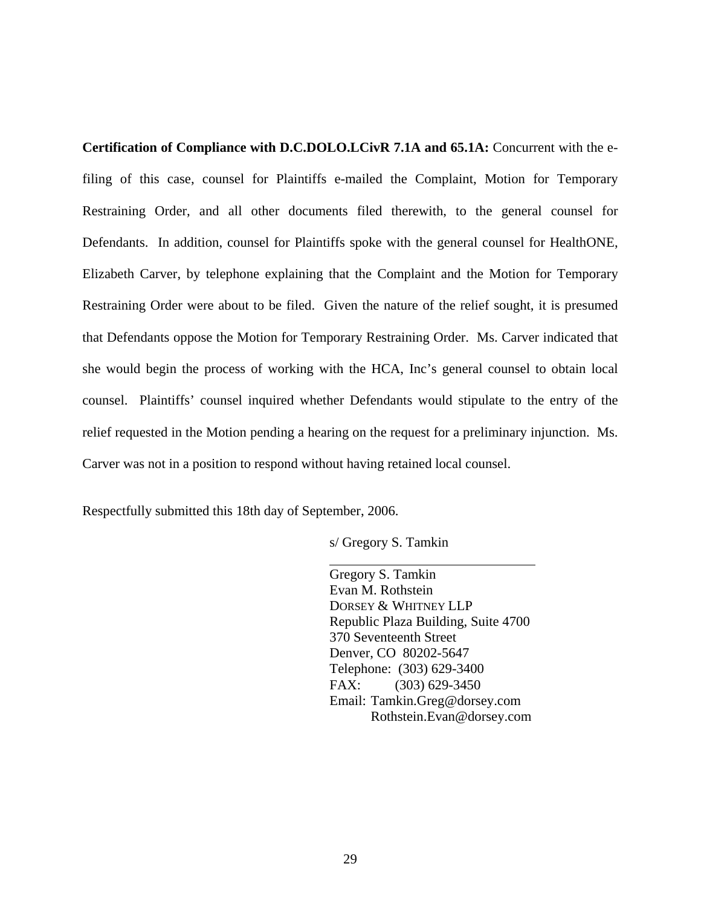**Certification of Compliance with D.C.DOLO.LCivR 7.1A and 65.1A:** Concurrent with the e-filing of this case, counsel for Plaintiffs e-mailed the Complaint, Motion for Temporary Restraining Order, and all other documents filed therewith, to the general counsel for Defendants. In addition, counsel for Plaintiffs spoke with the general counsel for HealthONE, Elizabeth Carver, by telephone explaining that the Complaint and the Motion for Temporary Restraining Order were about to be filed. Given the nature of the relief sought, it is presumed that Defendants oppose the Motion for Temporary Restraining Order. Ms. Carver indicated that she would begin the process of working with the HCA, Inc's general counsel to obtain local counsel. Plaintiffs' counsel inquired whether Defendants would stipulate to the entry of the relief requested in the Motion pending a hearing on the request for a preliminary injunction. Ms. Carver was not in a position to respond without having retained local counsel.

Respectfully submitted this 18th day of September, 2006.

s/ Gregory S. Tamkin

Gregory S. Tamkin
Evan M. Rothstein
DORSEY & WHITNEY LLP
Republic Plaza Building, Suite 4700
370 Seventeenth Street
Denver, CO 80202-5647
Telephone: (303) 629-3400
FAX: (303) 629-3450
Email: Tamkin.Greg@dorsey.com
Rothstein.Evan@dorsey.com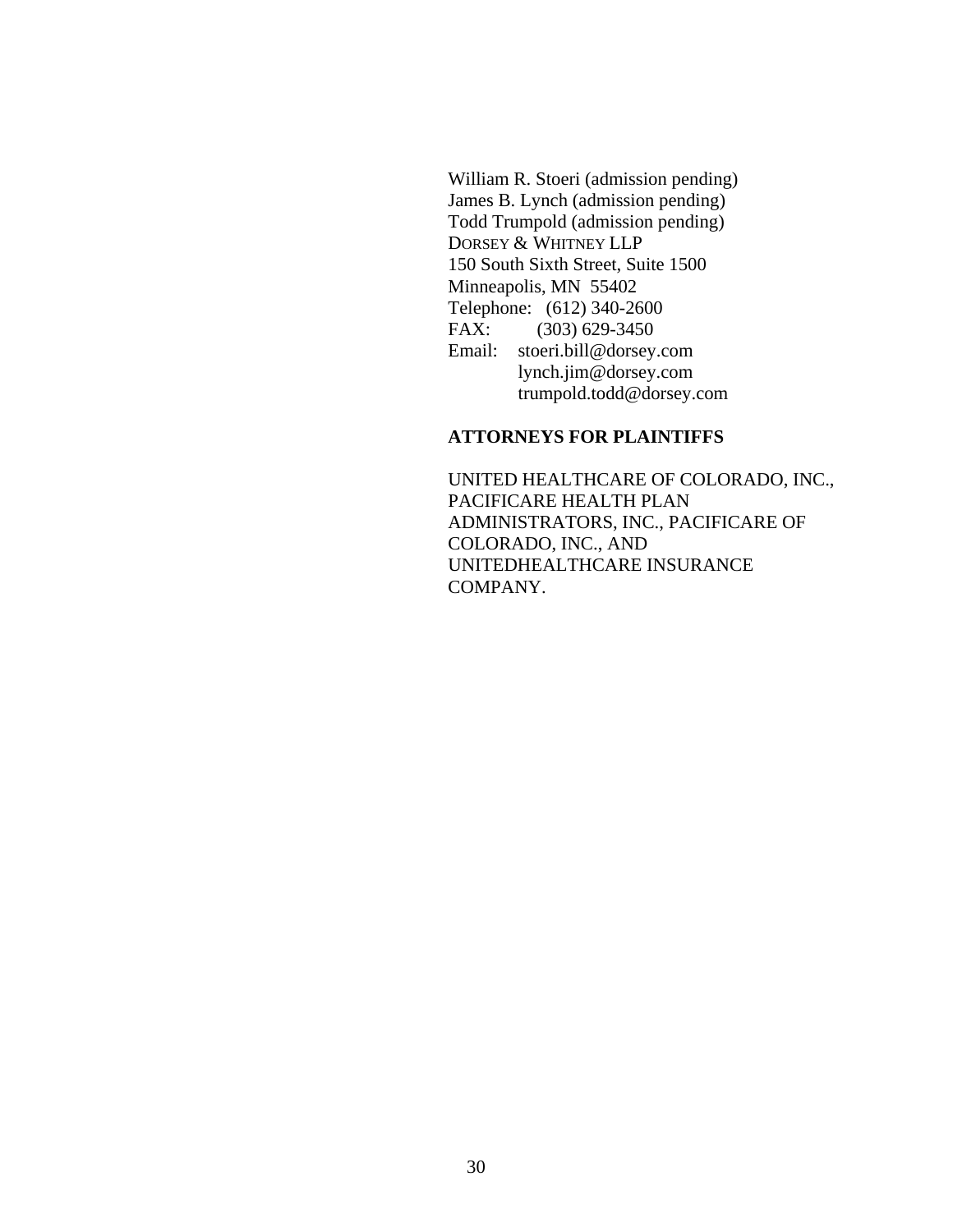William R. Stoeri (admission pending)
James B. Lynch (admission pending)
Todd Trumpold (admission pending)
DORSEY & WHITNEY LLP
150 South Sixth Street, Suite 1500
Minneapolis, MN 55402
Telephone: (612) 340-2600
FAX: (303) 629-3450
Email: stoeri.bill@dorsey.com
lynch.jim@dorsey.com
trumpold.todd@dorsey.com

**ATTORNEYS FOR PLAINTIFFS**

UNITED HEALTHCARE OF COLORADO, INC., PACIFICARE HEALTH PLAN ADMINISTRATORS, INC., PACIFICARE OF COLORADO, INC., AND UNITEDHEALTHCARE INSURANCE COMPANY.